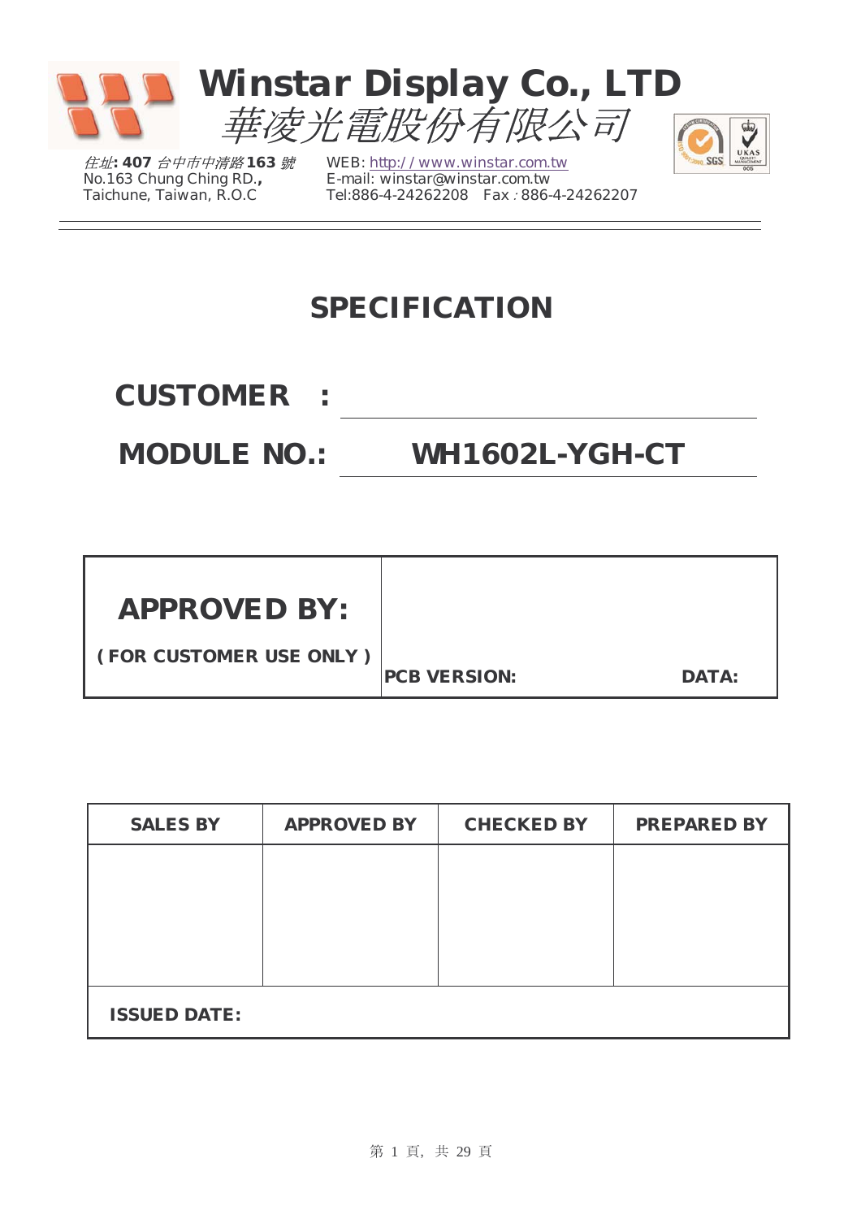# Winstar Display Co., LTD

華凌光電股份有限公司

住址: 407 台中市中清路 163 號
No.163 Chung Ching RD.,
Taichune, Taiwan, R.O.C

WEB: http://www.winstar.com.tw
E-mail: winstar@winstar.com.tw
Tel:886-4-24262208 Fax : 886-4-24262207

## SPECIFICATION

**CUSTOMER :** 

**MODULE NO.: WH1602L-YGH-CT**

| **APPROVED BY:** ( FOR CUSTOMER USE ONLY ) | **PCB VERSION:** | **DATA:** |
|---|---|---|

| SALES BY | APPROVED BY | CHECKED BY | PREPARED BY |
|---|---|---|---|
| | | | |
| **ISSUED DATE:** | | | |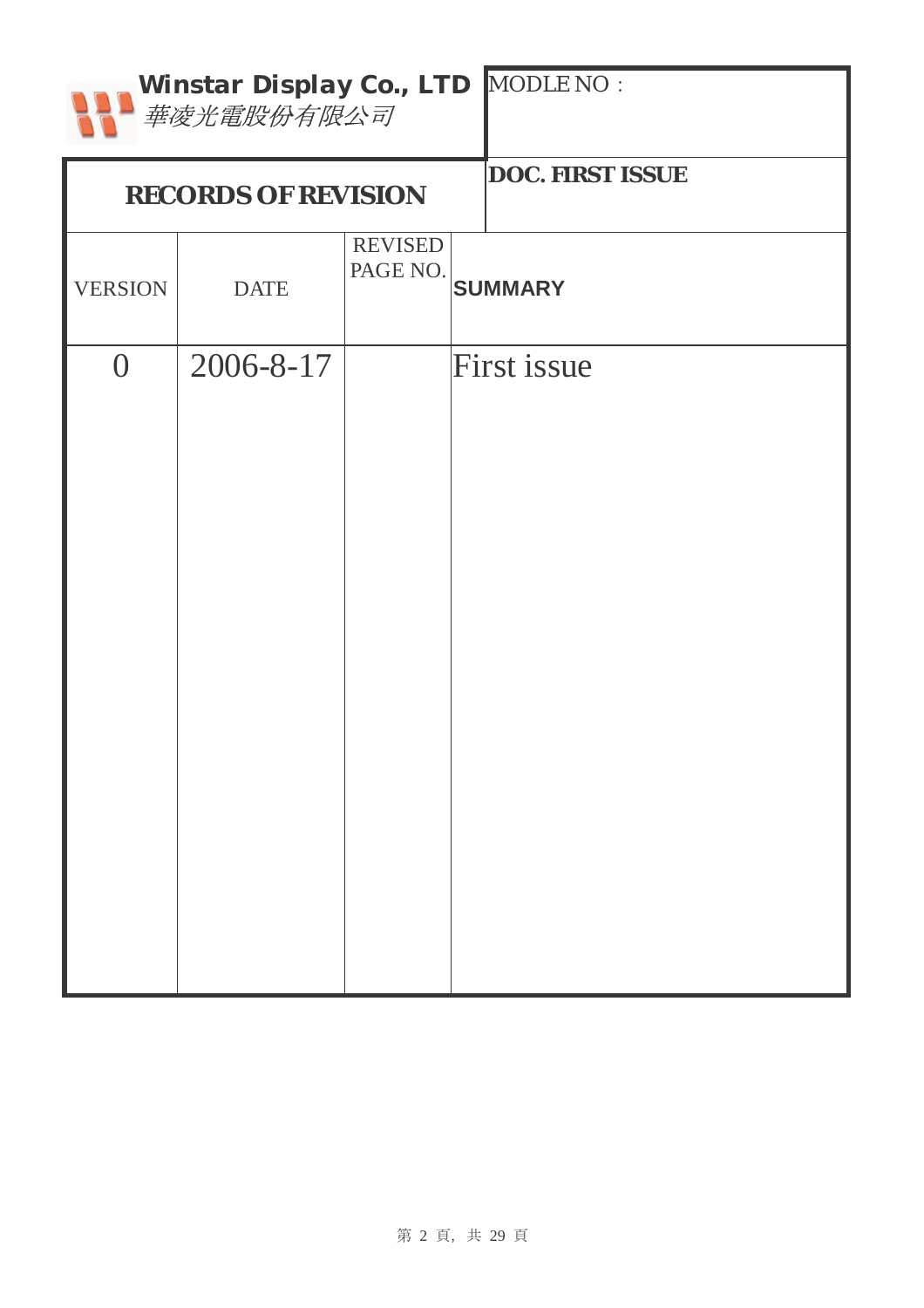**Winstar Display Co., LTD**
*華凌光電股份有限公司*

MODLE NO：

## RECORDS OF REVISION

**DOC. FIRST ISSUE**

| VERSION | DATE | REVISED PAGE NO. | SUMMARY |
|---|---|---|---|
| 0 | 2006-8-17 | | First issue |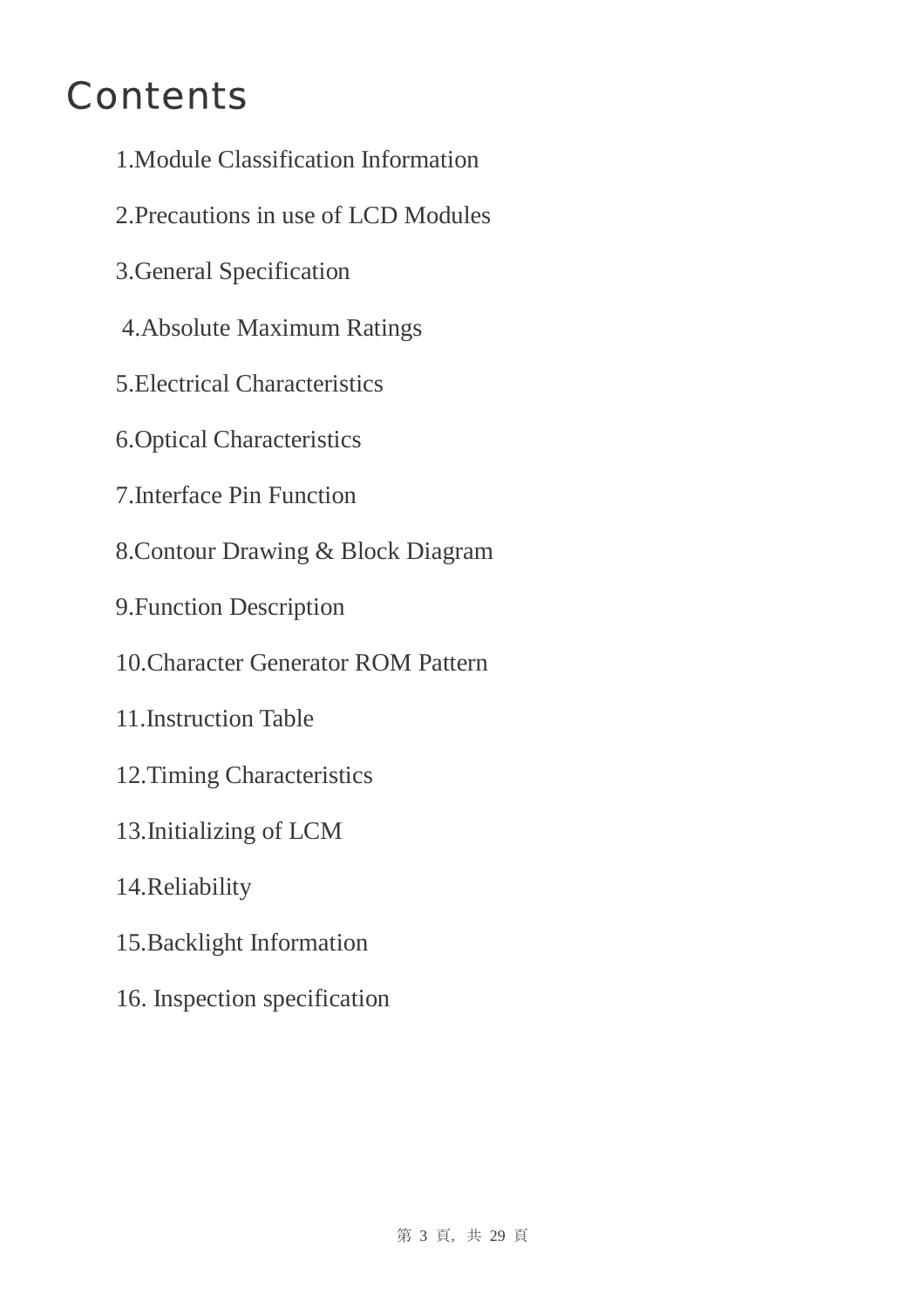# Contents

1.Module Classification Information

2.Precautions in use of LCD Modules

3.General Specification

4.Absolute Maximum Ratings

5.Electrical Characteristics

6.Optical Characteristics

7.Interface Pin Function

8.Contour Drawing & Block Diagram

9.Function Description

10.Character Generator ROM Pattern

11.Instruction Table

12.Timing Characteristics

13.Initializing of LCM

14.Reliability

15.Backlight Information

16. Inspection specification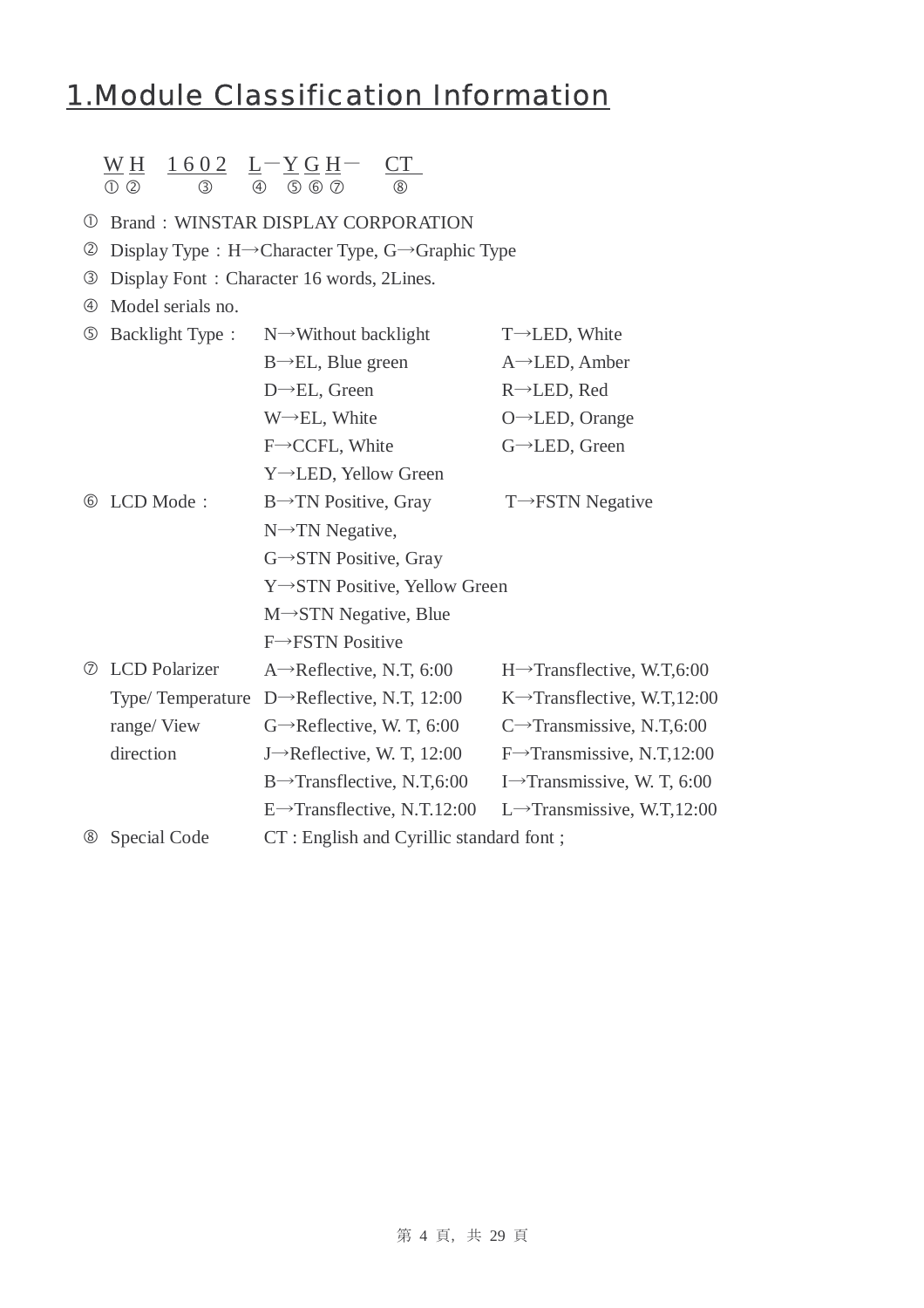# 1.Module Classification Information

W H　1 6 0 2　L－Y G H－　CT
① ②　　③　　④　⑤ ⑥ ⑦　　⑧

| | | | |
|---|---|---|---|
| ① | Brand：WINSTAR DISPLAY CORPORATION | | |
| ② | Display Type：H→Character Type, G→Graphic Type | | |
| ③ | Display Font：Character 16 words, 2Lines. | | |
| ④ | Model serials no. | | |
| ⑤ | Backlight Type： | N→Without backlight | T→LED, White |
| | | B→EL, Blue green | A→LED, Amber |
| | | D→EL, Green | R→LED, Red |
| | | W→EL, White | O→LED, Orange |
| | | F→CCFL, White | G→LED, Green |
| | | Y→LED, Yellow Green | |
| ⑥ | LCD Mode： | B→TN Positive, Gray | T→FSTN Negative |
| | | N→TN Negative, | |
| | | G→STN Positive, Gray | |
| | | Y→STN Positive, Yellow Green | |
| | | M→STN Negative, Blue | |
| | | F→FSTN Positive | |
| ⑦ | LCD Polarizer Type/ Temperature range/ View direction | A→Reflective, N.T, 6:00 | H→Transflective, W.T,6:00 |
| | | D→Reflective, N.T, 12:00 | K→Transflective, W.T,12:00 |
| | | G→Reflective, W. T, 6:00 | C→Transmissive, N.T,6:00 |
| | | J→Reflective, W. T, 12:00 | F→Transmissive, N.T,12:00 |
| | | B→Transflective, N.T,6:00 | I→Transmissive, W. T, 6:00 |
| | | E→Transflective, N.T.12:00 | L→Transmissive, W.T,12:00 |
| ⑧ | Special Code | CT : English and Cyrillic standard font ; | |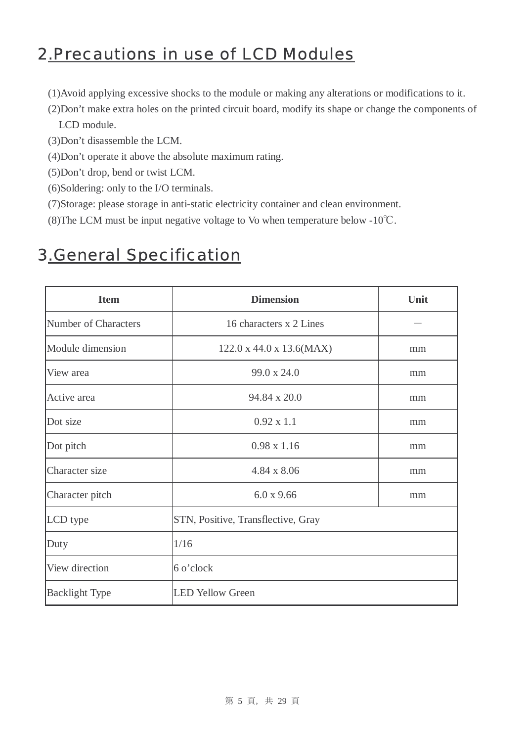# 2.Precautions in use of LCD Modules

(1)Avoid applying excessive shocks to the module or making any alterations or modifications to it.
(2)Don't make extra holes on the printed circuit board, modify its shape or change the components of LCD module.
(3)Don't disassemble the LCM.
(4)Don't operate it above the absolute maximum rating.
(5)Don't drop, bend or twist LCM.
(6)Soldering: only to the I/O terminals.
(7)Storage: please storage in anti-static electricity container and clean environment.
(8)The LCM must be input negative voltage to Vo when temperature below -10℃.

# 3.General Specification

| Item | Dimension | Unit |
|---|---|---|
| Number of Characters | 16 characters x 2 Lines | — |
| Module dimension | 122.0 x 44.0 x 13.6(MAX) | mm |
| View area | 99.0 x 24.0 | mm |
| Active area | 94.84 x 20.0 | mm |
| Dot size | 0.92 x 1.1 | mm |
| Dot pitch | 0.98 x 1.16 | mm |
| Character size | 4.84 x 8.06 | mm |
| Character pitch | 6.0 x 9.66 | mm |
| LCD type | STN, Positive, Transflective, Gray | |
| Duty | 1/16 | |
| View direction | 6 o'clock | |
| Backlight Type | LED Yellow Green | |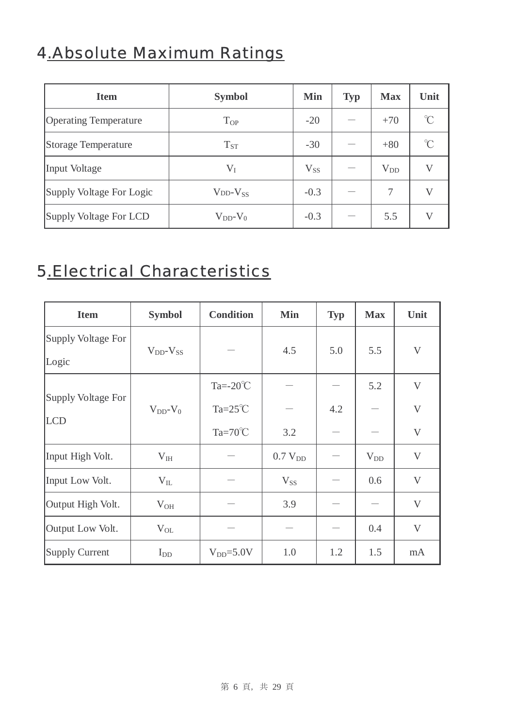## 4.Absolute Maximum Ratings

| Item | Symbol | Min | Typ | Max | Unit |
|---|---|---|---|---|---|
| Operating Temperature | $T_{OP}$ | -20 | — | +70 | ℃ |
| Storage Temperature | $T_{ST}$ | -30 | — | +80 | ℃ |
| Input Voltage | $V_I$ | $V_{SS}$ | — | $V_{DD}$ | V |
| Supply Voltage For Logic | $V_{DD}$-$V_{SS}$ | -0.3 | — | 7 | V |
| Supply Voltage For LCD | $V_{DD}$-$V_0$ | -0.3 | — | 5.5 | V |

## 5.Electrical Characteristics

| Item | Symbol | Condition | Min | Typ | Max | Unit |
|---|---|---|---|---|---|---|
| Supply Voltage For Logic | $V_{DD}$-$V_{SS}$ | — | 4.5 | 5.0 | 5.5 | V |
| Supply Voltage For LCD | $V_{DD}$-$V_0$ | Ta=-20℃ | — | — | 5.2 | V |
| | | Ta=25℃ | — | 4.2 | — | V |
| | | Ta=70℃ | 3.2 | — | — | V |
| Input High Volt. | $V_{IH}$ | — | 0.7 $V_{DD}$ | — | $V_{DD}$ | V |
| Input Low Volt. | $V_{IL}$ | — | $V_{SS}$ | — | 0.6 | V |
| Output High Volt. | $V_{OH}$ | — | 3.9 | — | — | V |
| Output Low Volt. | $V_{OL}$ | — | — | — | 0.4 | V |
| Supply Current | $I_{DD}$ | $V_{DD}$=5.0V | 1.0 | 1.2 | 1.5 | mA |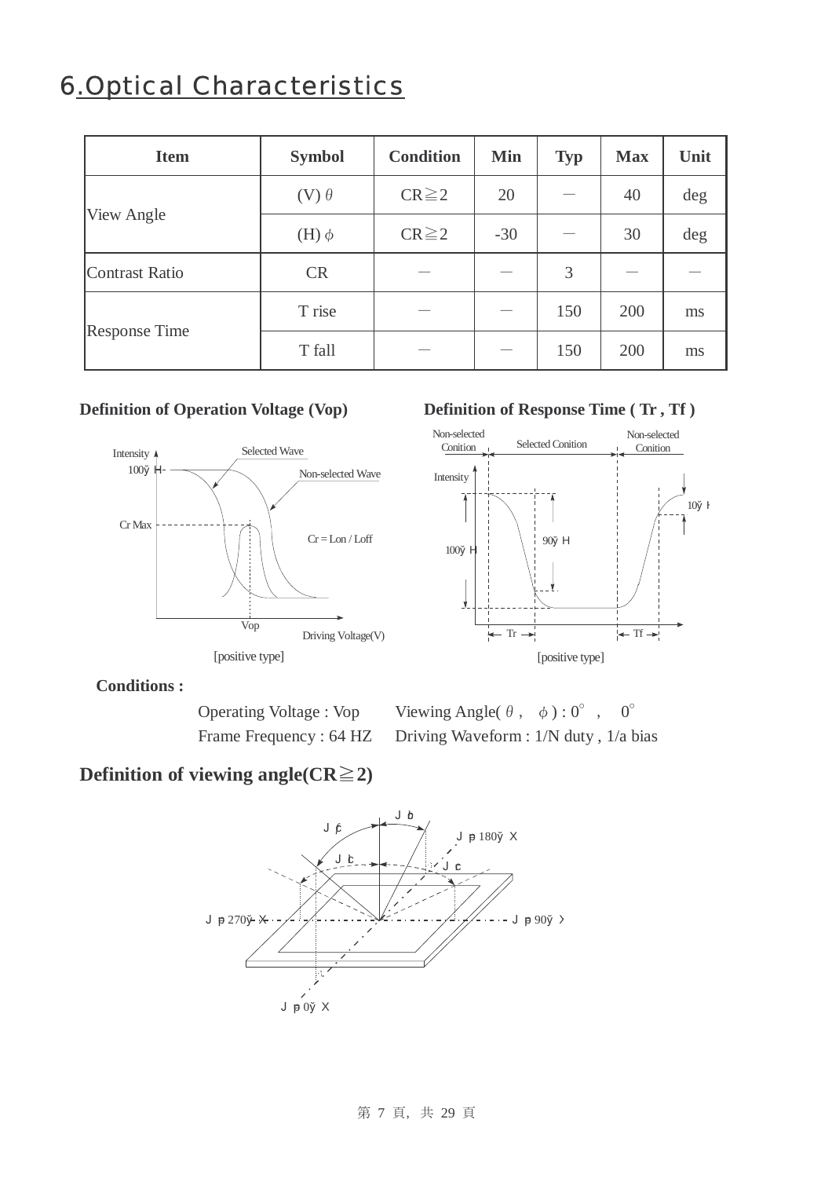# 6.Optical Characteristics

| Item | Symbol | Condition | Min | Typ | Max | Unit |
|---|---|---|---|---|---|---|
| View Angle | (V) θ | CR≧2 | 20 | — | 40 | deg |
| | (H) ϕ | CR≧2 | -30 | — | 30 | deg |
| Contrast Ratio | CR | — | — | 3 | — | — |
| Response Time | T rise | — | — | 150 | 200 | ms |
| | T fall | — | — | 150 | 200 | ms |

**Definition of Operation Voltage (Vop)**

[positive type]

**Definition of Response Time ( Tr , Tf )**

[positive type]

**Conditions :**

Operating Voltage : Vop　　Viewing Angle( θ , ϕ ) : 0° , 0°

Frame Frequency : 64 HZ　　Driving Waveform : 1/N duty , 1/a bias

## Definition of viewing angle(CR≧2)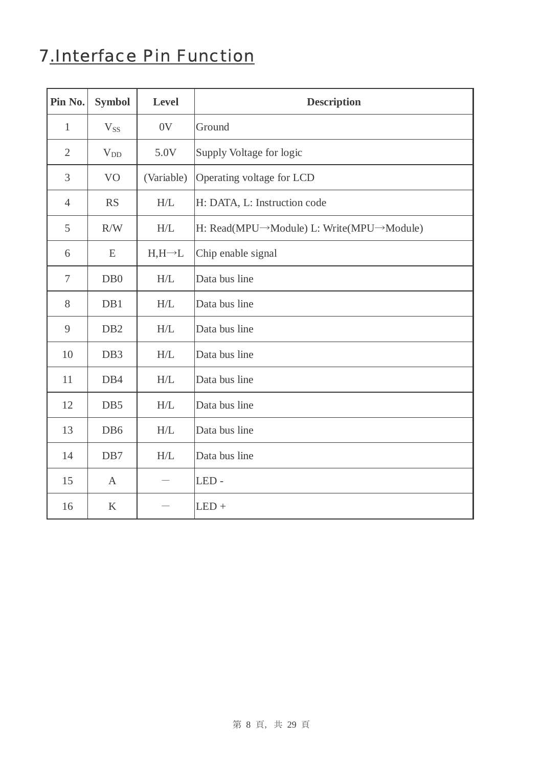# 7.Interface Pin Function

| Pin No. | Symbol | Level | Description |
|---|---|---|---|
| 1 | $V_{SS}$ | 0V | Ground |
| 2 | $V_{DD}$ | 5.0V | Supply Voltage for logic |
| 3 | VO | (Variable) | Operating voltage for LCD |
| 4 | RS | H/L | H: DATA, L: Instruction code |
| 5 | R/W | H/L | H: Read(MPU→Module) L: Write(MPU→Module) |
| 6 | E | H,H→L | Chip enable signal |
| 7 | DB0 | H/L | Data bus line |
| 8 | DB1 | H/L | Data bus line |
| 9 | DB2 | H/L | Data bus line |
| 10 | DB3 | H/L | Data bus line |
| 11 | DB4 | H/L | Data bus line |
| 12 | DB5 | H/L | Data bus line |
| 13 | DB6 | H/L | Data bus line |
| 14 | DB7 | H/L | Data bus line |
| 15 | A | — | LED - |
| 16 | K | — | LED + |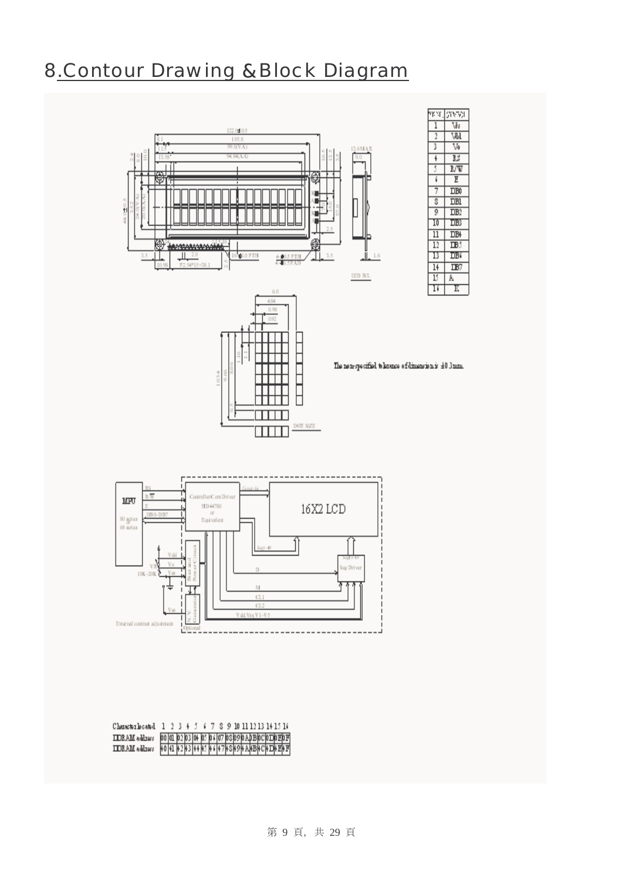# 8.Contour Drawing &Block Diagram

| PIN NO. | SYMBOL |
|---|---|
| 1 | Vss |
| 2 | Vdd |
| 3 | Vo |
| 4 | RS |
| 5 | R/W |
| 6 | E |
| 7 | DB0 |
| 8 | DB1 |
| 9 | DB2 |
| 10 | DB3 |
| 11 | DB4 |
| 12 | DB5 |
| 13 | DB6 |
| 14 | DB7 |
| 15 | A |
| 16 | K |

The non-specified tolerance of dimension is ±0.3mm.

| Character located | 1 | 2 | 3 | 4 | 5 | 6 | 7 | 8 | 9 | 10 | 11 | 12 | 13 | 14 | 15 | 16 |
|---|---|---|---|---|---|---|---|---|---|---|---|---|---|---|---|---|
| DDRAM address | 00 | 01 | 02 | 03 | 04 | 05 | 06 | 07 | 08 | 09 | 0A | 0B | 0C | 0D | 0E | 0F |
| DDRAM address | 40 | 41 | 42 | 43 | 44 | 45 | 46 | 47 | 48 | 49 | 4A | 4B | 4C | 4D | 4E | 4F |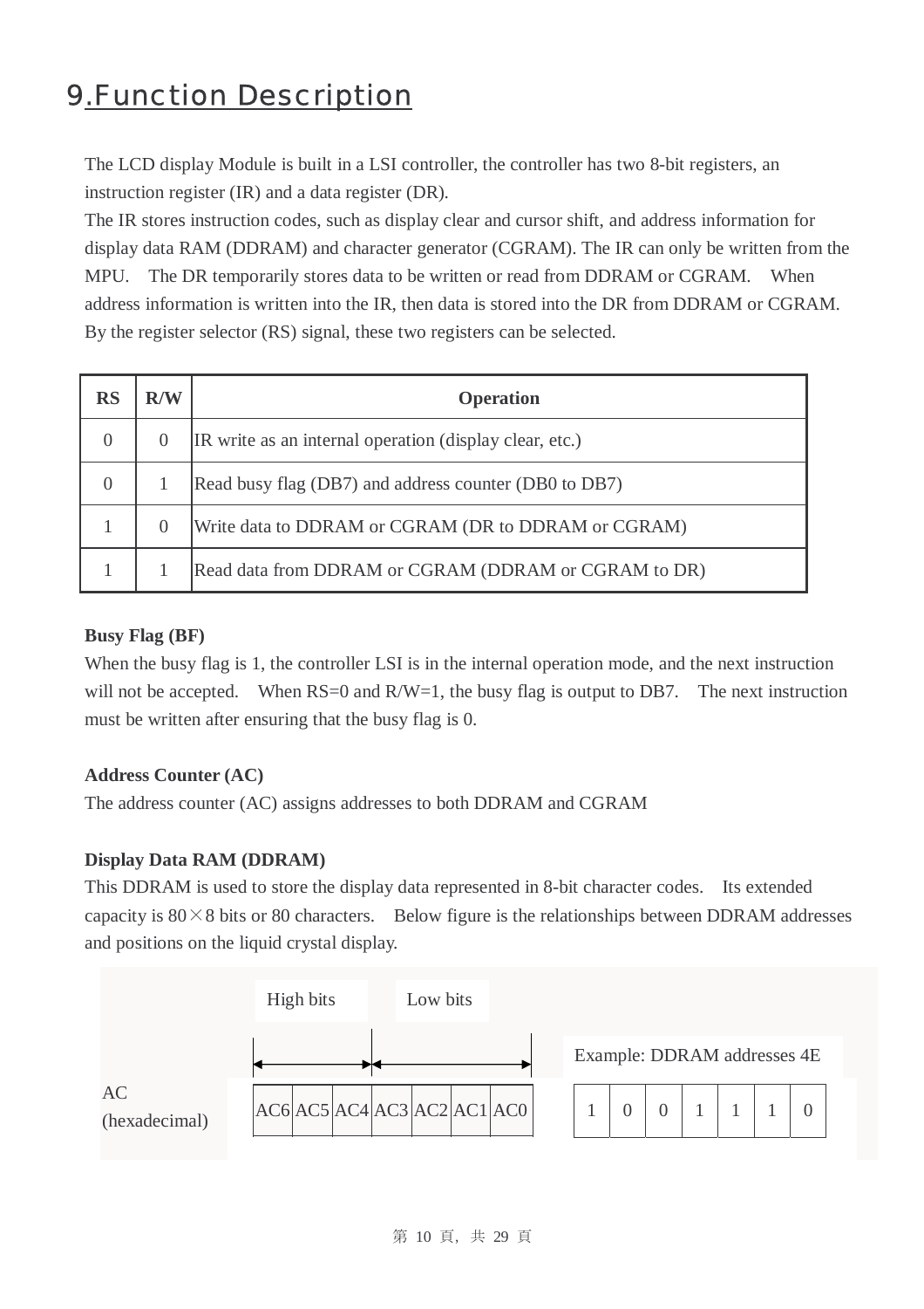# 9.Function Description

The LCD display Module is built in a LSI controller, the controller has two 8-bit registers, an instruction register (IR) and a data register (DR).
The IR stores instruction codes, such as display clear and cursor shift, and address information for display data RAM (DDRAM) and character generator (CGRAM). The IR can only be written from the MPU. The DR temporarily stores data to be written or read from DDRAM or CGRAM. When address information is written into the IR, then data is stored into the DR from DDRAM or CGRAM. By the register selector (RS) signal, these two registers can be selected.

| RS | R/W | Operation |
|---|---|---|
| 0 | 0 | IR write as an internal operation (display clear, etc.) |
| 0 | 1 | Read busy flag (DB7) and address counter (DB0 to DB7) |
| 1 | 0 | Write data to DDRAM or CGRAM (DR to DDRAM or CGRAM) |
| 1 | 1 | Read data from DDRAM or CGRAM (DDRAM or CGRAM to DR) |

**Busy Flag (BF)**
When the busy flag is 1, the controller LSI is in the internal operation mode, and the next instruction will not be accepted. When RS=0 and R/W=1, the busy flag is output to DB7. The next instruction must be written after ensuring that the busy flag is 0.

**Address Counter (AC)**
The address counter (AC) assigns addresses to both DDRAM and CGRAM

**Display Data RAM (DDRAM)**
This DDRAM is used to store the display data represented in 8-bit character codes. Its extended capacity is 80×8 bits or 80 characters. Below figure is the relationships between DDRAM addresses and positions on the liquid crystal display.

High bits ← AC6 AC5 AC4 → ← AC3 AC2 AC1 AC0 → Low bits

| AC (hexadecimal) | AC6 | AC5 | AC4 | AC3 | AC2 | AC1 | AC0 |
|---|---|---|---|---|---|---|---|

Example: DDRAM addresses 4E

| 1 | 0 | 0 | 1 | 1 | 1 | 0 |
|---|---|---|---|---|---|---|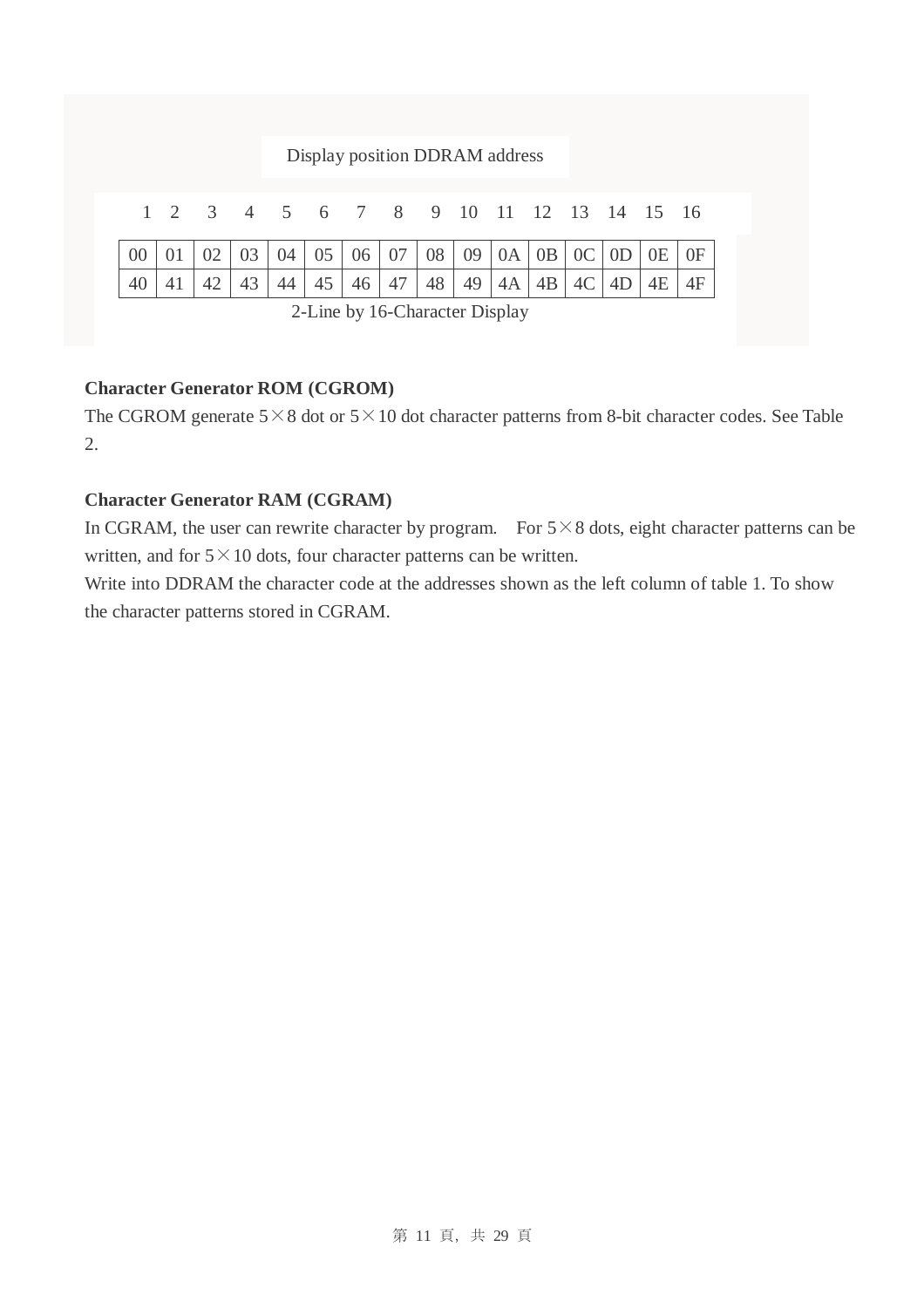Display position DDRAM address

| 1 | 2 | 3 | 4 | 5 | 6 | 7 | 8 | 9 | 10 | 11 | 12 | 13 | 14 | 15 | 16 |
|---|---|---|---|---|---|---|---|---|---|---|---|---|---|---|---|
| 00 | 01 | 02 | 03 | 04 | 05 | 06 | 07 | 08 | 09 | 0A | 0B | 0C | 0D | 0E | 0F |
| 40 | 41 | 42 | 43 | 44 | 45 | 46 | 47 | 48 | 49 | 4A | 4B | 4C | 4D | 4E | 4F |

2-Line by 16-Character Display

**Character Generator ROM (CGROM)**

The CGROM generate 5×8 dot or 5×10 dot character patterns from 8-bit character codes. See Table 2.

**Character Generator RAM (CGRAM)**

In CGRAM, the user can rewrite character by program. For 5×8 dots, eight character patterns can be written, and for 5×10 dots, four character patterns can be written.

Write into DDRAM the character code at the addresses shown as the left column of table 1. To show the character patterns stored in CGRAM.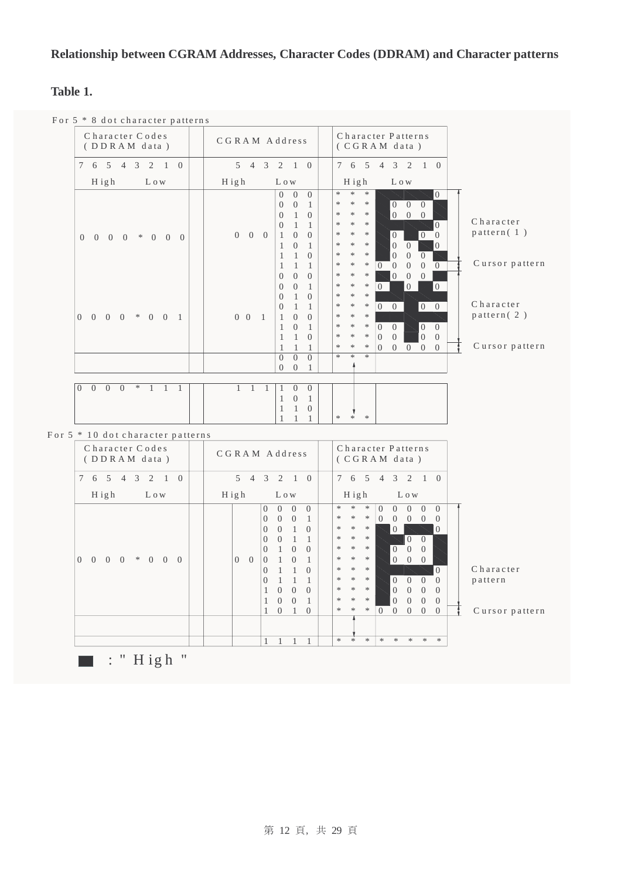**Relationship between CGRAM Addresses, Character Codes (DDRAM) and Character patterns**

**Table 1.**

For 5 * 8 dot character patterns

| Character Codes (DDRAM data) 7 6 5 4 3 2 1 0 (High … Low) | CGRAM Address 5 4 3 (High) | CGRAM Address 2 1 0 (Low) | Character Patterns (CGRAM data) 7 6 5 (High) | Character Patterns (CGRAM data) 4 3 2 1 0 (Low) | |
|---|---|---|---|---|---|
| 0 0 0 0 * 0 0 0 | 0 0 0 | 0 0 0 | * * * | 1 1 1 1 0 | Character pattern(1) |
| | | 0 0 1 | * * * | 1 0 0 0 1 | |
| | | 0 1 0 | * * * | 1 0 0 0 1 | |
| | | 0 1 1 | * * * | 1 1 1 1 0 | |
| | | 1 0 0 | * * * | 1 0 1 0 0 | |
| | | 1 0 1 | * * * | 1 0 0 1 0 | |
| | | 1 1 0 | * * * | 1 0 0 0 1 | |
| | | 1 1 1 | * * * | 0 0 0 0 0 | Cursor pattern |
| 0 0 0 0 * 0 0 1 | 0 0 1 | 0 0 0 | * * * | 1 0 0 0 1 | Character pattern(2) |
| | | 0 0 1 | * * * | 0 1 0 1 0 | |
| | | 0 1 0 | * * * | 1 1 1 1 1 | |
| | | 0 1 1 | * * * | 0 0 1 0 0 | |
| | | 1 0 0 | * * * | 1 1 1 1 1 | |
| | | 1 0 1 | * * * | 0 0 1 0 0 | |
| | | 1 1 0 | * * * | 0 0 1 0 0 | |
| | | 1 1 1 | * * * | 0 0 0 0 0 | Cursor pattern |
| | | 0 0 0 | * * * | | |
| | | 0 0 1 | | | |
| ⋮ | ⋮ | ⋮ | ⋮ | | |
| 0 0 0 0 * 1 1 1 | 1 1 1 | 1 0 0 | | | |
| | | 1 0 1 | | | |
| | | 1 1 0 | | | |
| | | 1 1 1 | * * * | | |

For 5 * 10 dot character patterns

| Character Codes (DDRAM data) 7 6 5 4 3 2 1 0 (High … Low) | CGRAM Address 5 4 (High) | CGRAM Address 3 2 1 0 (Low) | Character Patterns (CGRAM data) 7 6 5 (High) | Character Patterns (CGRAM data) 4 3 2 1 0 (Low) | |
|---|---|---|---|---|---|
| 0 0 0 0 * 0 0 0 | 0 0 | 0 0 0 0 | * * * | 0 0 0 0 0 | Character pattern |
| | | 0 0 0 1 | * * * | 0 0 0 0 0 | |
| | | 0 0 1 0 | * * * | 1 0 1 1 0 | |
| | | 0 0 1 1 | * * * | 1 1 0 0 1 | |
| | | 0 1 0 0 | * * * | 1 0 0 0 1 | |
| | | 0 1 0 1 | * * * | 1 0 0 0 1 | |
| | | 0 1 1 0 | * * * | 1 1 1 1 0 | |
| | | 0 1 1 1 | * * * | 1 0 0 0 0 | |
| | | 1 0 0 0 | * * * | 1 0 0 0 0 | |
| | | 1 0 0 1 | * * * | 1 0 0 0 0 | |
| | | 1 0 1 0 | * * * | 0 0 0 0 0 | Cursor pattern |
| | | ⋮ | ⋮ | | |
| | | 1 1 1 1 | * * * | * * * * * | |

■ : "High"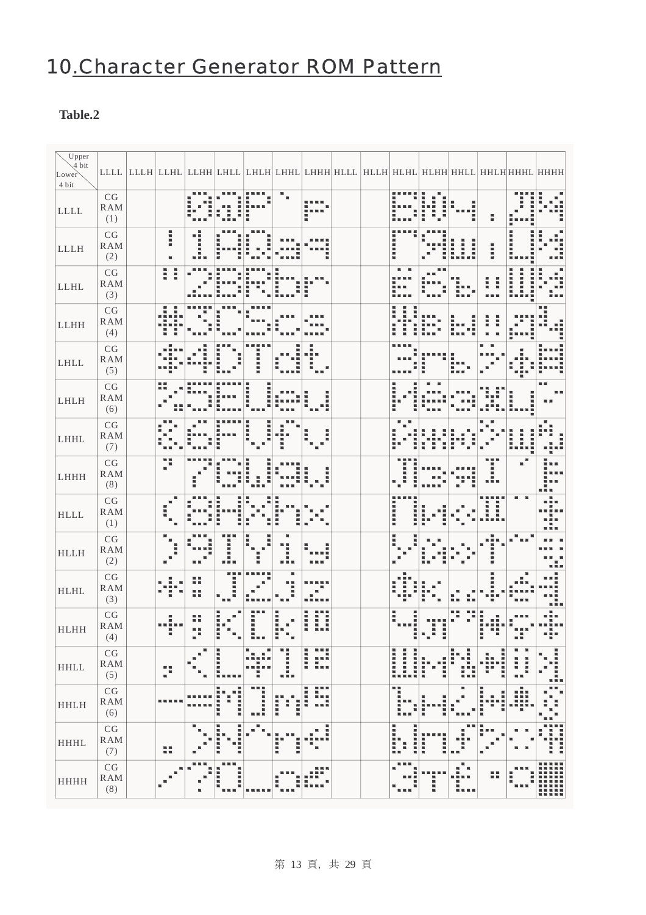# 10.Character Generator ROM Pattern

**Table.2**

| Upper 4 bit / Lower 4 bit | LLLL | LLLH | LLHL | LLHH | LHLL | LHLH | LHHL | LHHH | HLLL | HLLH | HLHL | HLHH | HHLL | HHLH | HHHL | HHHH |
|---|---|---|---|---|---|---|---|---|---|---|---|---|---|---|---|---|
| LLLL | CG RAM (1) | | | 0 | @ | P | ` | p | | | Б | Ю | ч | . | Д | Ж |
| LLLH | CG RAM (2) | | ! | 1 | A | Q | a | q | | | Г | Я | ш | ¡ | Ц | M |
| LLHL | CG RAM (3) | | " | 2 | B | R | b | r | | | Ё | б | ъ | ü | Щ | M |
| LLHH | CG RAM (4) | | # | 3 | C | S | c | s | | | Ж | в | ы | ‼ | д | ɋ |
| LHLL | CG RAM (5) | | $ | 4 | D | T | d | t | | | З | г | ь | ⊳ | ф | ⊞ |
| LHLH | CG RAM (6) | | % | 5 | E | U | e | u | | | И | ё | э | ✕ | ц | ‥ |
| LHHL | CG RAM (7) | | & | 6 | F | V | f | v | | | Й | ж | ю | ⊳ | щ | ᵃ |
| LHHH | CG RAM (8) | | ' | 7 | G | W | g | w | | | Л | з | я | Ī | ' | ⊧ |
| HLLL | CG RAM (1) | | ( | 8 | H | X | h | x | | | П | и | « | Ⅱ | ' ' | ⁜ |
| HLLH | CG RAM (2) | | ) | 9 | I | Y | i | y | | | У | й | » | ↑ | ˜ | ⁝ |
| HLHL | CG RAM (3) | | * | : | J | Z | j | z | | | Ф | к | „ | ↓ | ε | ⊣ |
| HLHH | CG RAM (4) | | + | ; | K | [ | k | { | | | Ч | л | " | ⇥ | ç | ÷ |
| HHLL | CG RAM (5) | | , | < | L | ¥ | l | \| | | | Ш | м | № | ⊪ | ü | ⊻ |
| HHLH | CG RAM (6) | | - | = | M | ] | m | } | | | Ъ | н | ¿ | ⊢ | # | ŝ |
| HHHL | CG RAM (7) | | . | > | N | ^ | n | → | | | Ы | п | ƒ | ⊳ | ⁚ | ɥ |
| HHHH | CG RAM (8) | | / | ? | O | _ | o | ← | | | Э | т | £ | ▪ | ○ | █ |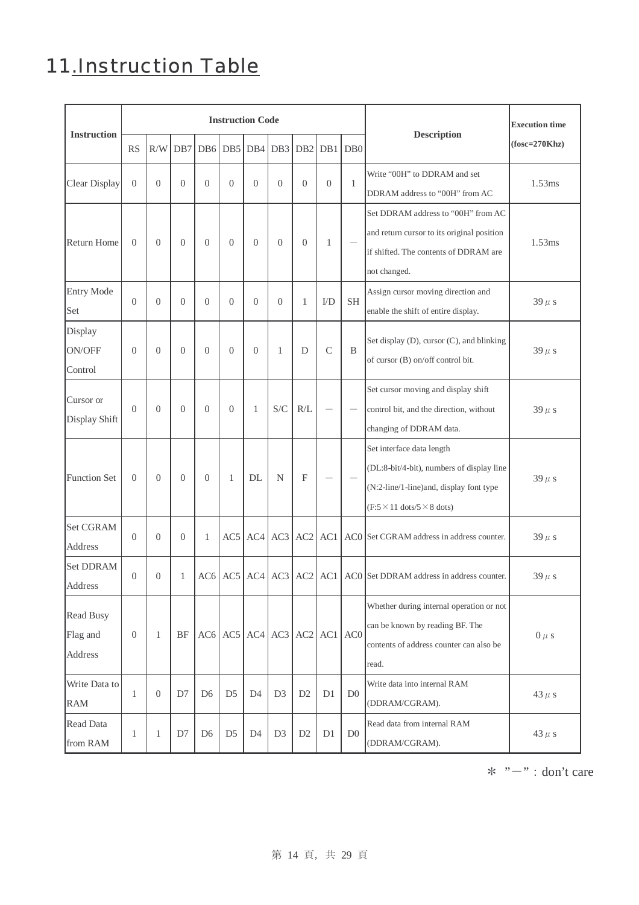# 11.Instruction Table

| Instruction | Instruction Code | | | | | | | | | | Description | Execution time (fosc=270Khz) |
|---|---|---|---|---|---|---|---|---|---|---|---|---|
| | RS | R/W | DB7 | DB6 | DB5 | DB4 | DB3 | DB2 | DB1 | DB0 | | |
| Clear Display | 0 | 0 | 0 | 0 | 0 | 0 | 0 | 0 | 0 | 1 | Write "00H" to DDRAM and set DDRAM address to "00H" from AC | 1.53ms |
| Return Home | 0 | 0 | 0 | 0 | 0 | 0 | 0 | 0 | 1 | — | Set DDRAM address to "00H" from AC and return cursor to its original position if shifted. The contents of DDRAM are not changed. | 1.53ms |
| Entry Mode Set | 0 | 0 | 0 | 0 | 0 | 0 | 0 | 1 | I/D | SH | Assign cursor moving direction and enable the shift of entire display. | 39μs |
| Display ON/OFF Control | 0 | 0 | 0 | 0 | 0 | 0 | 1 | D | C | B | Set display (D), cursor (C), and blinking of cursor (B) on/off control bit. | 39μs |
| Cursor or Display Shift | 0 | 0 | 0 | 0 | 0 | 1 | S/C | R/L | — | — | Set cursor moving and display shift control bit, and the direction, without changing of DDRAM data. | 39μs |
| Function Set | 0 | 0 | 0 | 0 | 1 | DL | N | F | — | — | Set interface data length (DL:8-bit/4-bit), numbers of display line (N:2-line/1-line)and, display font type (F:5×11 dots/5×8 dots) | 39μs |
| Set CGRAM Address | 0 | 0 | 0 | 1 | AC5 | AC4 | AC3 | AC2 | AC1 | AC0 | Set CGRAM address in address counter. | 39μs |
| Set DDRAM Address | 0 | 0 | 1 | AC6 | AC5 | AC4 | AC3 | AC2 | AC1 | AC0 | Set DDRAM address in address counter. | 39μs |
| Read Busy Flag and Address | 0 | 1 | BF | AC6 | AC5 | AC4 | AC3 | AC2 | AC1 | AC0 | Whether during internal operation or not can be known by reading BF. The contents of address counter can also be read. | 0μs |
| Write Data to RAM | 1 | 0 | D7 | D6 | D5 | D4 | D3 | D2 | D1 | D0 | Write data into internal RAM (DDRAM/CGRAM). | 43μs |
| Read Data from RAM | 1 | 1 | D7 | D6 | D5 | D4 | D3 | D2 | D1 | D0 | Read data from internal RAM (DDRAM/CGRAM). | 43μs |

＊ "—" : don't care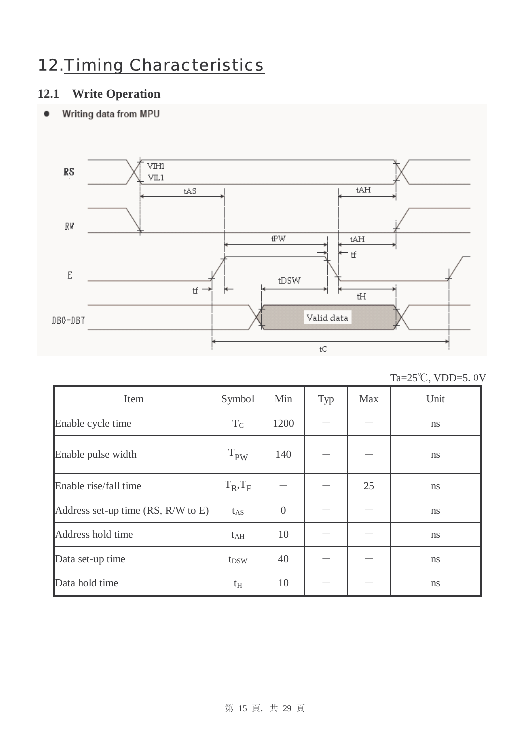# 12.Timing Characteristics

## 12.1 Write Operation

- Writing data from MPU

Ta=25℃, VDD=5. 0V

| Item | Symbol | Min | Typ | Max | Unit |
|---|---|---|---|---|---|
| Enable cycle time | $T_C$ | 1200 | — | — | ns |
| Enable pulse width | $T_{PW}$ | 140 | — | — | ns |
| Enable rise/fall time | $T_R$,$T_F$ | — | — | 25 | ns |
| Address set-up time (RS, R/W to E) | $t_{AS}$ | 0 | — | — | ns |
| Address hold time | $t_{AH}$ | 10 | — | — | ns |
| Data set-up time | $t_{DSW}$ | 40 | — | — | ns |
| Data hold time | $t_H$ | 10 | — | — | ns |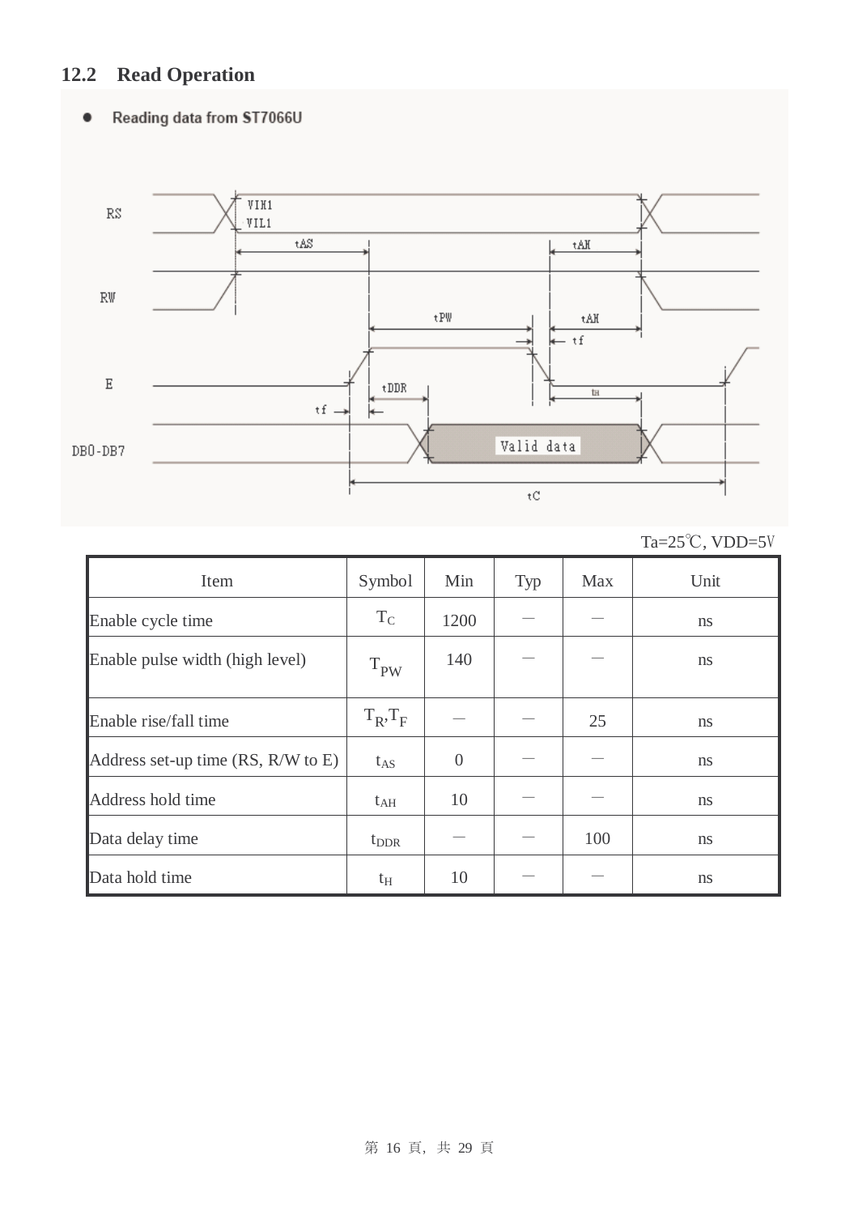## 12.2 Read Operation

- Reading data from ST7066U

Ta=25℃, VDD=5V

| Item | Symbol | Min | Typ | Max | Unit |
|---|---|---|---|---|---|
| Enable cycle time | $T_C$ | 1200 | — | — | ns |
| Enable pulse width (high level) | $T_{PW}$ | 140 | — | — | ns |
| Enable rise/fall time | $T_R$,$T_F$ | — | — | 25 | ns |
| Address set-up time (RS, R/W to E) | $t_{AS}$ | 0 | — | — | ns |
| Address hold time | $t_{AH}$ | 10 | — | — | ns |
| Data delay time | $t_{DDR}$ | — | — | 100 | ns |
| Data hold time | $t_H$ | 10 | — | — | ns |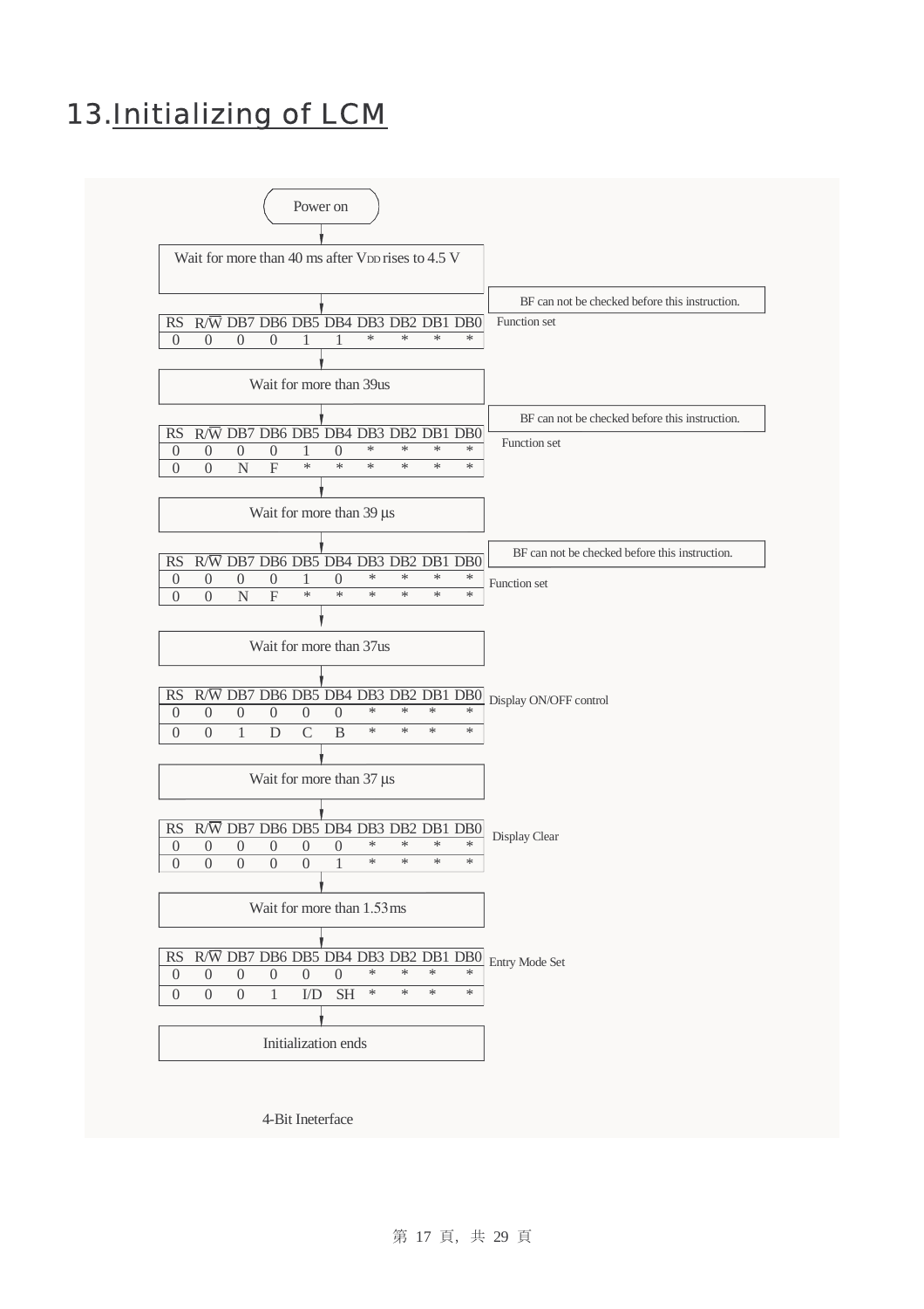# 13.Initializing of LCM

Power on

↓

Wait for more than 40 ms after $V_{DD}$ rises to 4.5 V

↓

BF can not be checked before this instruction.

Function set

| RS | R/W̄ | DB7 | DB6 | DB5 | DB4 | DB3 | DB2 | DB1 | DB0 |
|---|---|---|---|---|---|---|---|---|---|
| 0 | 0 | 0 | 0 | 1 | 1 | * | * | * | * |

↓

Wait for more than 39us

↓

BF can not be checked before this instruction.

Function set

| RS | R/W̄ | DB7 | DB6 | DB5 | DB4 | DB3 | DB2 | DB1 | DB0 |
|---|---|---|---|---|---|---|---|---|---|
| 0 | 0 | 0 | 0 | 1 | 0 | * | * | * | * |
| 0 | 0 | N | F | * | * | * | * | * | * |

↓

Wait for more than 39 µs

↓

BF can not be checked before this instruction.

Function set

| RS | R/W̄ | DB7 | DB6 | DB5 | DB4 | DB3 | DB2 | DB1 | DB0 |
|---|---|---|---|---|---|---|---|---|---|
| 0 | 0 | 0 | 0 | 1 | 0 | * | * | * | * |
| 0 | 0 | N | F | * | * | * | * | * | * |

↓

Wait for more than 37us

↓

Display ON/OFF control

| RS | R/W̄ | DB7 | DB6 | DB5 | DB4 | DB3 | DB2 | DB1 | DB0 |
|---|---|---|---|---|---|---|---|---|---|
| 0 | 0 | 0 | 0 | 0 | 0 | * | * | * | * |
| 0 | 0 | 1 | D | C | B | * | * | * | * |

↓

Wait for more than 37 µs

↓

Display Clear

| RS | R/W̄ | DB7 | DB6 | DB5 | DB4 | DB3 | DB2 | DB1 | DB0 |
|---|---|---|---|---|---|---|---|---|---|
| 0 | 0 | 0 | 0 | 0 | 0 | * | * | * | * |
| 0 | 0 | 0 | 0 | 0 | 1 | * | * | * | * |

↓

Wait for more than 1.53ms

↓

Entry Mode Set

| RS | R/W̄ | DB7 | DB6 | DB5 | DB4 | DB3 | DB2 | DB1 | DB0 |
|---|---|---|---|---|---|---|---|---|---|
| 0 | 0 | 0 | 0 | 0 | 0 | * | * | * | * |
| 0 | 0 | 0 | 1 | I/D | SH | * | * | * | * |

↓

Initialization ends

4-Bit Ineterface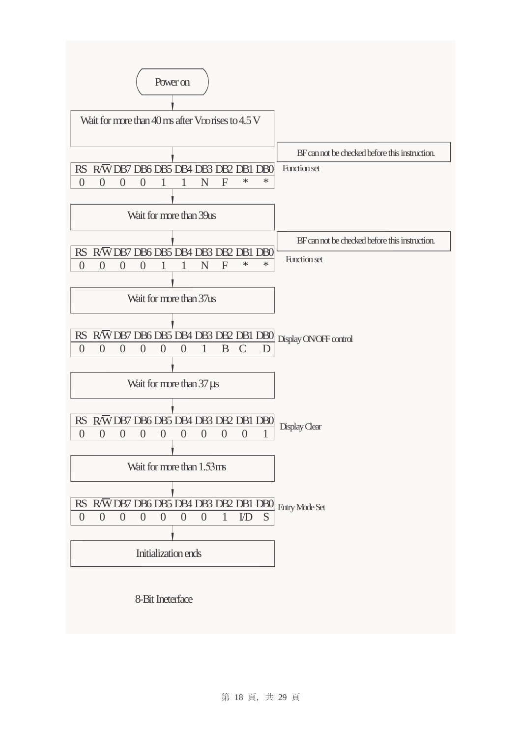Power on

↓

Wait for more than 40 ms after $V_{DD}$ rises to 4.5 V

↓

BF can not be checked before this instruction.

Function set

| RS | R/$\overline{W}$ | DB7 | DB6 | DB5 | DB4 | DB3 | DB2 | DB1 | DB0 |
|---|---|---|---|---|---|---|---|---|---|
| 0 | 0 | 0 | 0 | 1 | 1 | N | F | * | * |

↓

Wait for more than 39us

↓

BF can not be checked before this instruction.

Function set

| RS | R/$\overline{W}$ | DB7 | DB6 | DB5 | DB4 | DB3 | DB2 | DB1 | DB0 |
|---|---|---|---|---|---|---|---|---|---|
| 0 | 0 | 0 | 0 | 1 | 1 | N | F | * | * |

↓

Wait for more than 37us

↓

Display ON/OFF control

| RS | R/$\overline{W}$ | DB7 | DB6 | DB5 | DB4 | DB3 | DB2 | DB1 | DB0 |
|---|---|---|---|---|---|---|---|---|---|
| 0 | 0 | 0 | 0 | 0 | 0 | 1 | B | C | D |

↓

Wait for more than 37 µs

↓

Display Clear

| RS | R/$\overline{W}$ | DB7 | DB6 | DB5 | DB4 | DB3 | DB2 | DB1 | DB0 |
|---|---|---|---|---|---|---|---|---|---|
| 0 | 0 | 0 | 0 | 0 | 0 | 0 | 0 | 0 | 1 |

↓

Wait for more than 1.53ms

↓

Entry Mode Set

| RS | R/$\overline{W}$ | DB7 | DB6 | DB5 | DB4 | DB3 | DB2 | DB1 | DB0 |
|---|---|---|---|---|---|---|---|---|---|
| 0 | 0 | 0 | 0 | 0 | 0 | 0 | 1 | I/D | S |

↓

Initialization ends

8-Bit Ineterface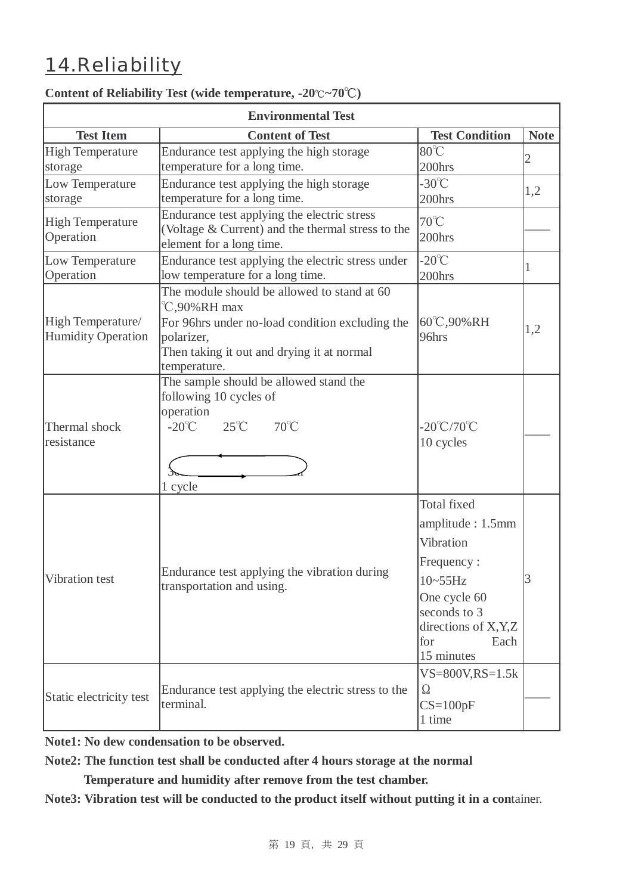# 14.Reliability

**Content of Reliability Test (wide temperature, -20℃~70℃)**

| Environmental Test | | | |
|---|---|---|---|
| **Test Item** | **Content of Test** | **Test Condition** | **Note** |
| High Temperature storage | Endurance test applying the high storage temperature for a long time. | 80℃ 200hrs | 2 |
| Low Temperature storage | Endurance test applying the high storage temperature for a long time. | -30℃ 200hrs | 1,2 |
| High Temperature Operation | Endurance test applying the electric stress (Voltage & Current) and the thermal stress to the element for a long time. | 70℃ 200hrs | —— |
| Low Temperature Operation | Endurance test applying the electric stress under low temperature for a long time. | -20℃ 200hrs | 1 |
| High Temperature/ Humidity Operation | The module should be allowed to stand at 60 ℃,90%RH max For 96hrs under no-load condition excluding the polarizer, Then taking it out and drying it at normal temperature. | 60℃,90%RH 96hrs | 1,2 |
| Thermal shock resistance | The sample should be allowed stand the following 10 cycles of operation -20℃ 25℃ 70℃ 1 cycle | -20℃/70℃ 10 cycles | —— |
| Vibration test | Endurance test applying the vibration during transportation and using. | Total fixed amplitude : 1.5mm Vibration Frequency : 10~55Hz One cycle 60 seconds to 3 directions of X,Y,Z for Each 15 minutes | 3 |
| Static electricity test | Endurance test applying the electric stress to the terminal. | VS=800V,RS=1.5kΩ CS=100pF 1 time | —— |

**Note1: No dew condensation to be observed.**

**Note2: The function test shall be conducted after 4 hours storage at the normal Temperature and humidity after remove from the test chamber.**

**Note3: Vibration test will be conducted to the product itself without putting it in a con**tainer.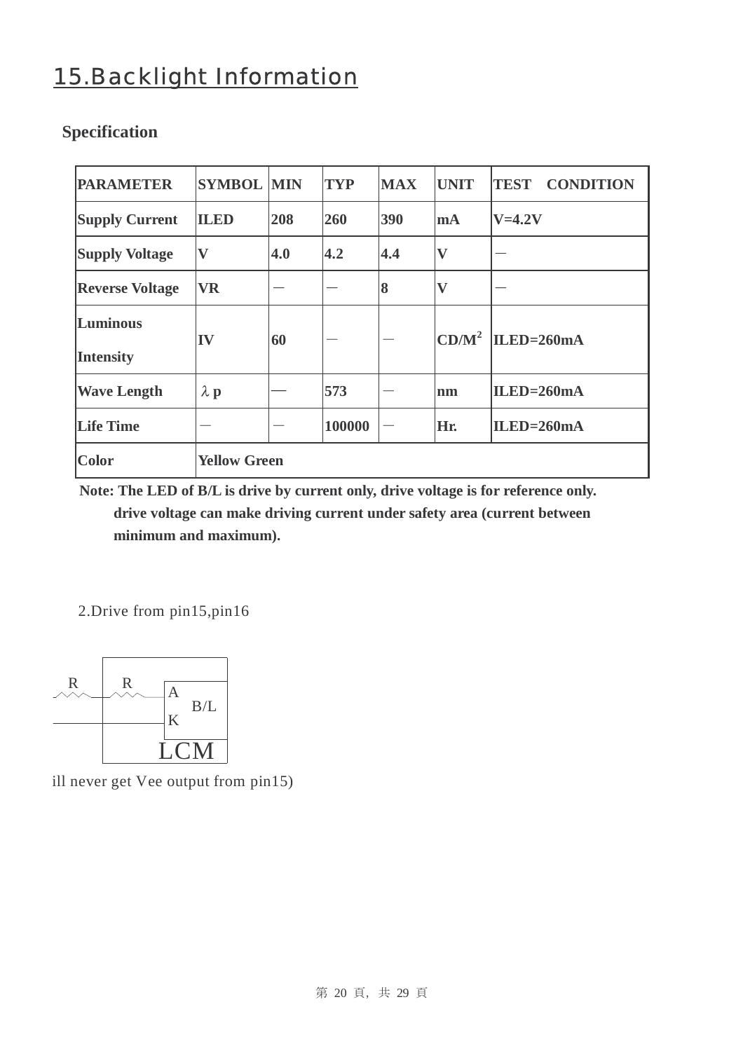# 15.Backlight Information

**Specification**

| PARAMETER | SYMBOL | MIN | TYP | MAX | UNIT | TEST CONDITION |
|---|---|---|---|---|---|---|
| Supply Current | ILED | 208 | 260 | 390 | mA | V=4.2V |
| Supply Voltage | V | 4.0 | 4.2 | 4.4 | V | － |
| Reverse Voltage | VR | － | － | 8 | V | － |
| Luminous Intensity | IV | 60 | － | － | $CD/M^2$ | ILED=260mA |
| Wave Length | λp | — | 573 | － | nm | ILED=260mA |
| Life Time | － | － | 100000 | － | Hr. | ILED=260mA |
| Color | Yellow Green | | | | | |

**Note: The LED of B/L is drive by current only, drive voltage is for reference only. drive voltage can make driving current under safety area (current between minimum and maximum).**

2.Drive from pin15,pin16

R R A B/L K LCM

ill never get Vee output from pin15)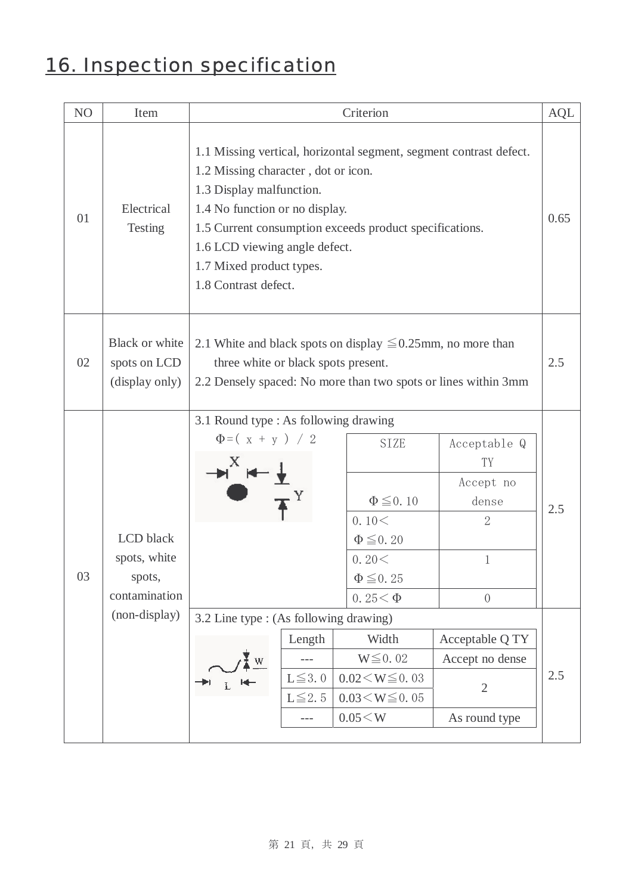## 16. Inspection specification

| NO | Item | Criterion | AQL |
|---|---|---|---|
| 01 | Electrical Testing | 1.1 Missing vertical, horizontal segment, segment contrast defect.<br>1.2 Missing character , dot or icon.<br>1.3 Display malfunction.<br>1.4 No function or no display.<br>1.5 Current consumption exceeds product specifications.<br>1.6 LCD viewing angle defect.<br>1.7 Mixed product types.<br>1.8 Contrast defect. | 0.65 |
| 02 | Black or white spots on LCD (display only) | 2.1 White and black spots on display ≦0.25mm, no more than three white or black spots present.<br>2.2 Densely spaced: No more than two spots or lines within 3mm | 2.5 |
| 03 | LCD black spots, white spots, contamination (non-display) | 3.1 Round type : As following drawing<br>Φ=( x + y ) / 2 | 2.5 |
| | | 3.2 Line type : (As following drawing) | 2.5 |

**3.1 Round type**

| SIZE | Acceptable Q TY |
|---|---|
| Φ≦0.10 | Accept no dense |
| 0.10<Φ≦0.20 | 2 |
| 0.20<Φ≦0.25 | 1 |
| 0.25<Φ | 0 |

**3.2 Line type**

| Length | Width | Acceptable Q TY |
|---|---|---|
| --- | W≦0.02 | Accept no dense |
| L≦3.0 | 0.02<W≦0.03 | 2 |
| L≦2.5 | 0.03<W≦0.05 | 2 |
| --- | 0.05<W | As round type |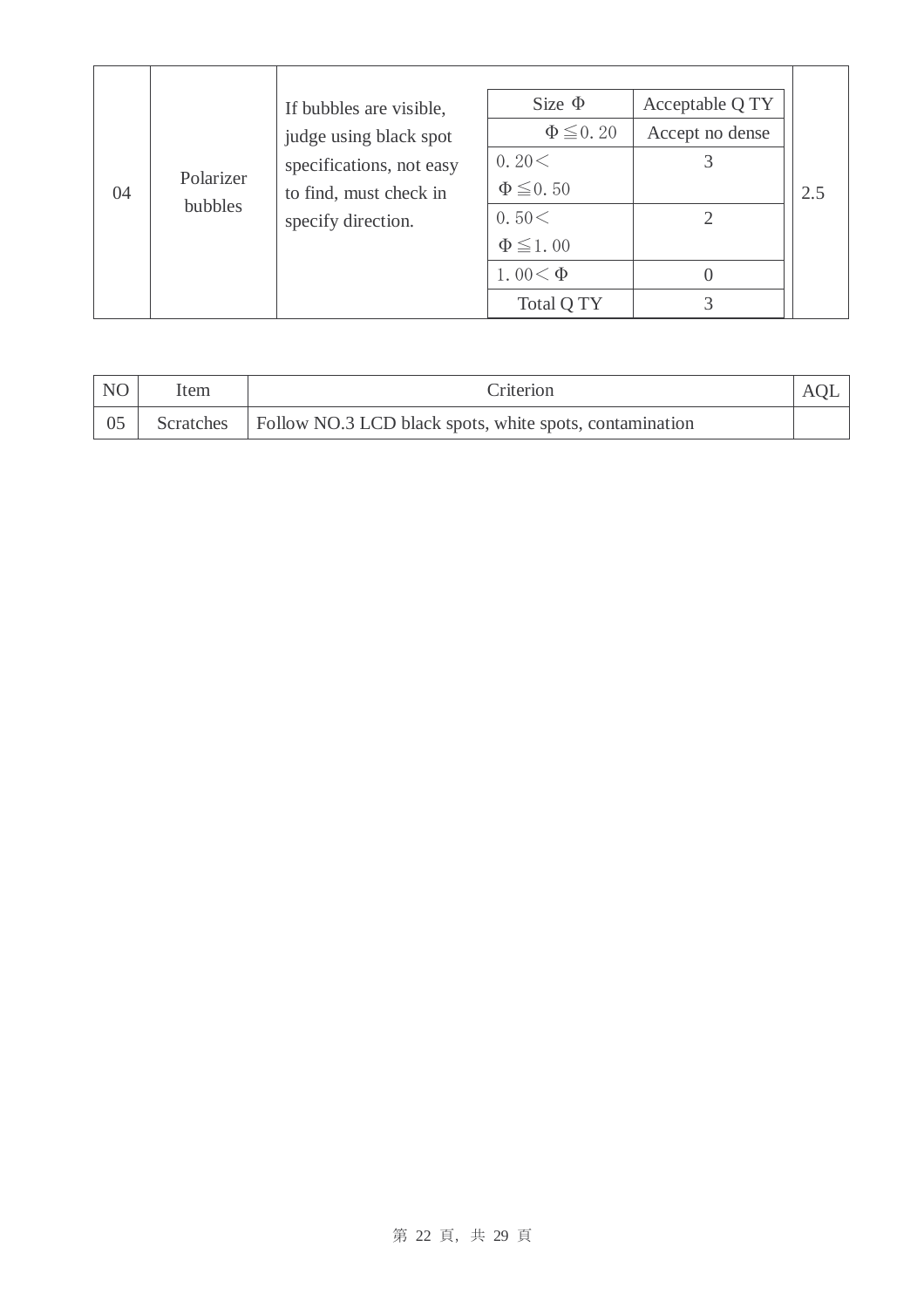| 04 | Polarizer bubbles | If bubbles are visible, judge using black spot specifications, not easy to find, must check in specify direction. | Size Φ | Acceptable Q TY | 2.5 |
|---|---|---|---|---|---|
| | | | Φ≦0. 20 | Accept no dense | |
| | | | 0. 20< Φ≦0. 50 | 3 | |
| | | | 0. 50< Φ≦1. 00 | 2 | |
| | | | 1. 00< Φ | 0 | |
| | | | Total Q TY | 3 | |

| NO | Item | Criterion | AQL |
|---|---|---|---|
| 05 | Scratches | Follow NO.3 LCD black spots, white spots, contamination | |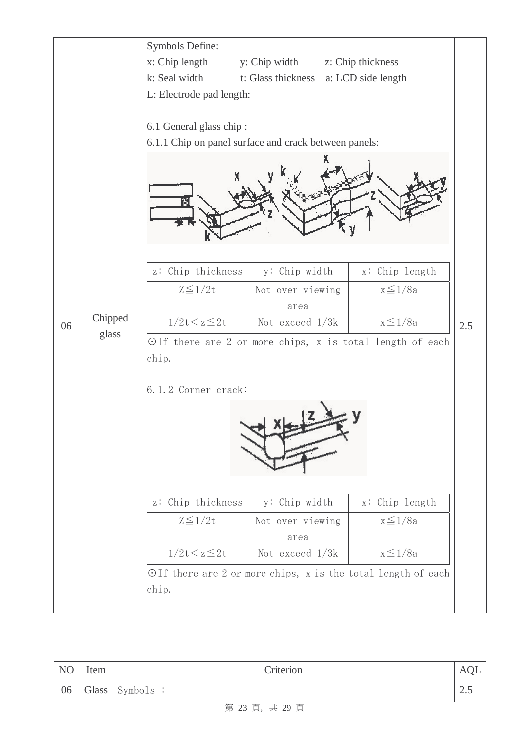| NO | Item | Criterion | | | AQL |
|---|---|---|---|---|---|
| 06 | Chipped glass | Symbols Define: x: Chip length y: Chip width z: Chip thickness k: Seal width t: Glass thickness a: LCD side length L: Electrode pad length: 6.1 General glass chip : 6.1.1 Chip on panel surface and crack between panels: | | | 2.5 |
| | | z: Chip thickness | y: Chip width | x: Chip length | |
| | | $Z \leqq 1/2t$ | Not over viewing area | $x \leqq 1/8a$ | |
| | | $1/2t < z \leqq 2t$ | Not exceed 1/3k | $x \leqq 1/8a$ | |
| | | ⊙If there are 2 or more chips, x is total length of each chip. 6.1.2 Corner crack: | | | |
| | | z: Chip thickness | y: Chip width | x: Chip length | |
| | | $Z \leqq 1/2t$ | Not over viewing area | $x \leqq 1/8a$ | |
| | | $1/2t < z \leqq 2t$ | Not exceed 1/3k | $x \leqq 1/8a$ | |
| | | ⊙If there are 2 or more chips, x is the total length of each chip. | | | |

| NO | Item | Criterion | AQL |
|---|---|---|---|
| 06 | Glass | Symbols : | 2.5 |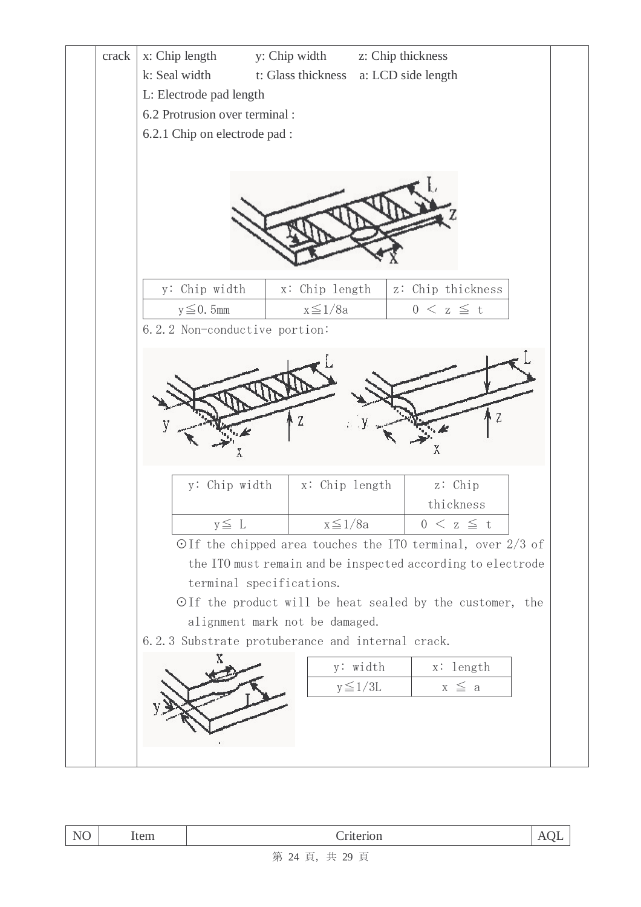crack

x: Chip length y: Chip width z: Chip thickness

k: Seal width t: Glass thickness a: LCD side length

L: Electrode pad length

6.2 Protrusion over terminal :

6.2.1 Chip on electrode pad :

| y: Chip width | x: Chip length | z: Chip thickness |
|---|---|---|
| y≦0.5mm | x≦1/8a | 0 < z ≦ t |

6.2.2 Non-conductive portion:

| y: Chip width | x: Chip length | z: Chip thickness |
|---|---|---|
| y≦ L | x≦1/8a | 0 < z ≦ t |

⊙If the chipped area touches the ITO terminal, over 2/3 of the ITO must remain and be inspected according to electrode terminal specifications.

⊙If the product will be heat sealed by the customer, the alignment mark not be damaged.

6.2.3 Substrate protuberance and internal crack.

| y: width | x: length |
|---|---|
| y≦1/3L | x ≦ a |

| NO | Item | Criterion | AQL |
|---|---|---|---|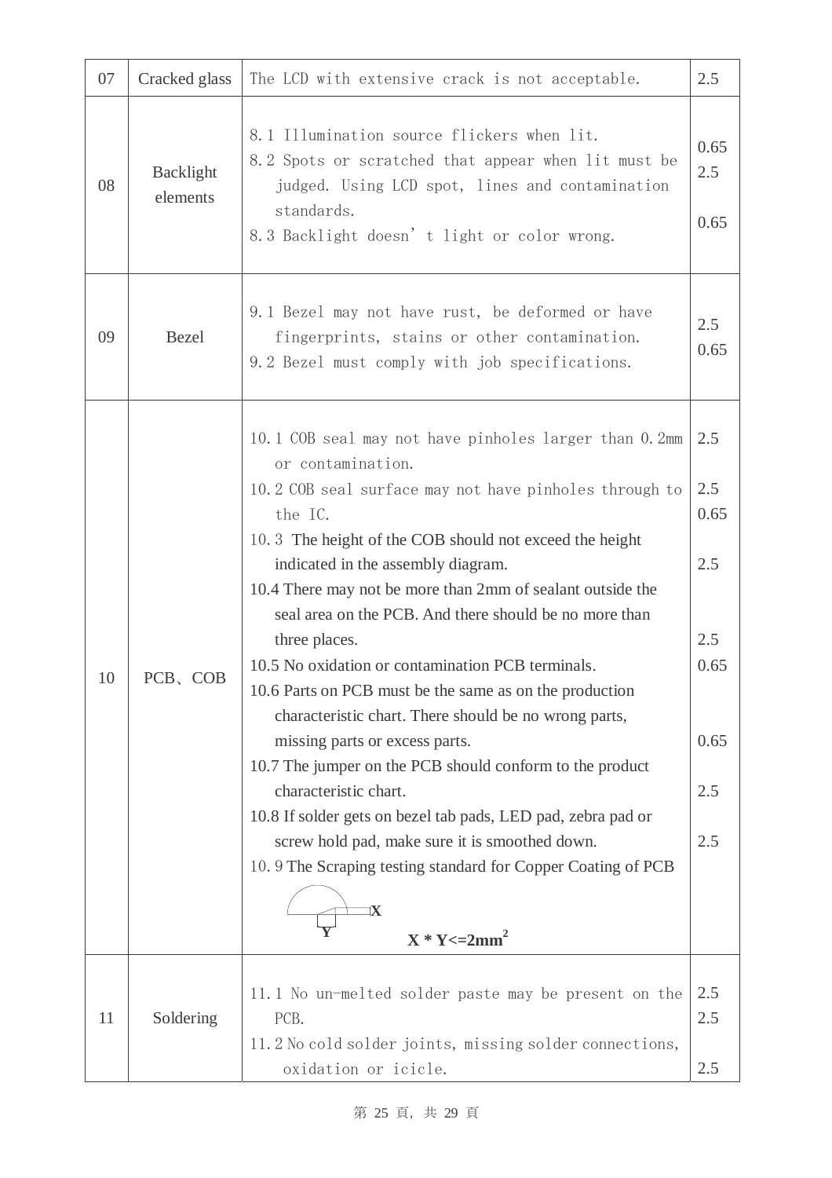| 07 | Cracked glass | The LCD with extensive crack is not acceptable. | 2.5 |
|---|---|---|---|
| 08 | Backlight elements | 8.1 Illumination source flickers when lit.<br>8.2 Spots or scratched that appear when lit must be judged. Using LCD spot, lines and contamination standards.<br>8.3 Backlight doesn't light or color wrong. | 0.65<br>2.5<br><br>0.65 |
| 09 | Bezel | 9.1 Bezel may not have rust, be deformed or have fingerprints, stains or other contamination.<br>9.2 Bezel must comply with job specifications. | 2.5<br>0.65 |
| 10 | PCB、COB | 10.1 COB seal may not have pinholes larger than 0.2mm or contamination.<br>10.2 COB seal surface may not have pinholes through to the IC.<br>10.3 The height of the COB should not exceed the height indicated in the assembly diagram.<br>10.4 There may not be more than 2mm of sealant outside the seal area on the PCB. And there should be no more than three places.<br>10.5 No oxidation or contamination PCB terminals.<br>10.6 Parts on PCB must be the same as on the production characteristic chart. There should be no wrong parts, missing parts or excess parts.<br>10.7 The jumper on the PCB should conform to the product characteristic chart.<br>10.8 If solder gets on bezel tab pads, LED pad, zebra pad or screw hold pad, make sure it is smoothed down.<br>10.9 The Scraping testing standard for Copper Coating of PCB<br>X Y<br>**X * Y<=2mm²** | 2.5<br><br>2.5<br>0.65<br><br>2.5<br><br>2.5<br>0.65<br><br>0.65<br><br>2.5<br><br>2.5 |
| 11 | Soldering | 11.1 No un-melted solder paste may be present on the PCB.<br>11.2 No cold solder joints, missing solder connections, oxidation or icicle. | 2.5<br>2.5<br><br>2.5 |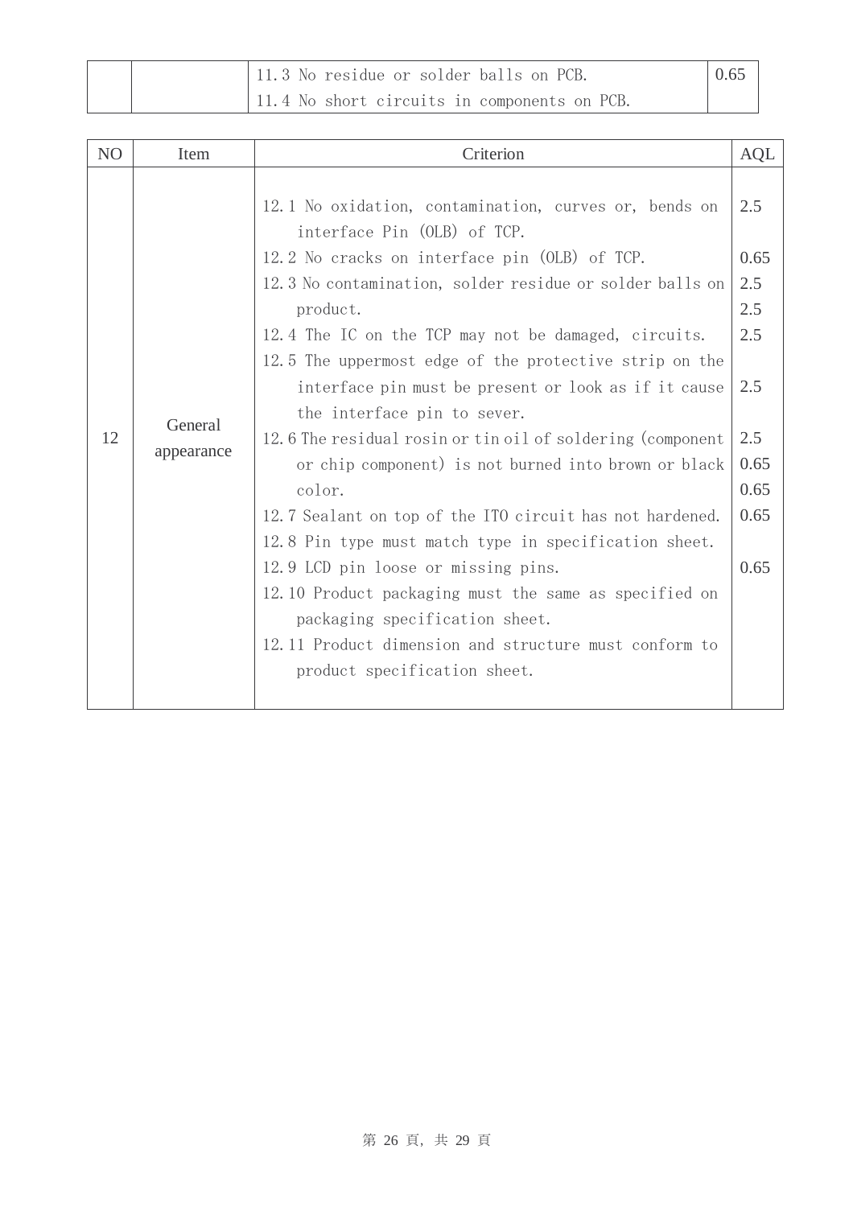| | | 11.3 No residue or solder balls on PCB.<br>11.4 No short circuits in components on PCB. | 0.65 |
|---|---|---|---|

| NO | Item | Criterion | AQL |
|---|---|---|---|
| 12 | General appearance | 12.1 No oxidation, contamination, curves or, bends on interface Pin (OLB) of TCP.<br>12.2 No cracks on interface pin (OLB) of TCP.<br>12.3 No contamination, solder residue or solder balls on product.<br>12.4 The IC on the TCP may not be damaged, circuits.<br>12.5 The uppermost edge of the protective strip on the interface pin must be present or look as if it cause the interface pin to sever.<br>12.6 The residual rosin or tin oil of soldering (component or chip component) is not burned into brown or black color.<br>12.7 Sealant on top of the ITO circuit has not hardened.<br>12.8 Pin type must match type in specification sheet.<br>12.9 LCD pin loose or missing pins.<br>12.10 Product packaging must the same as specified on packaging specification sheet.<br>12.11 Product dimension and structure must conform to product specification sheet. | 2.5<br>0.65<br>2.5<br>2.5<br>2.5<br>2.5<br>2.5<br>0.65<br>0.65<br>0.65<br>0.65 |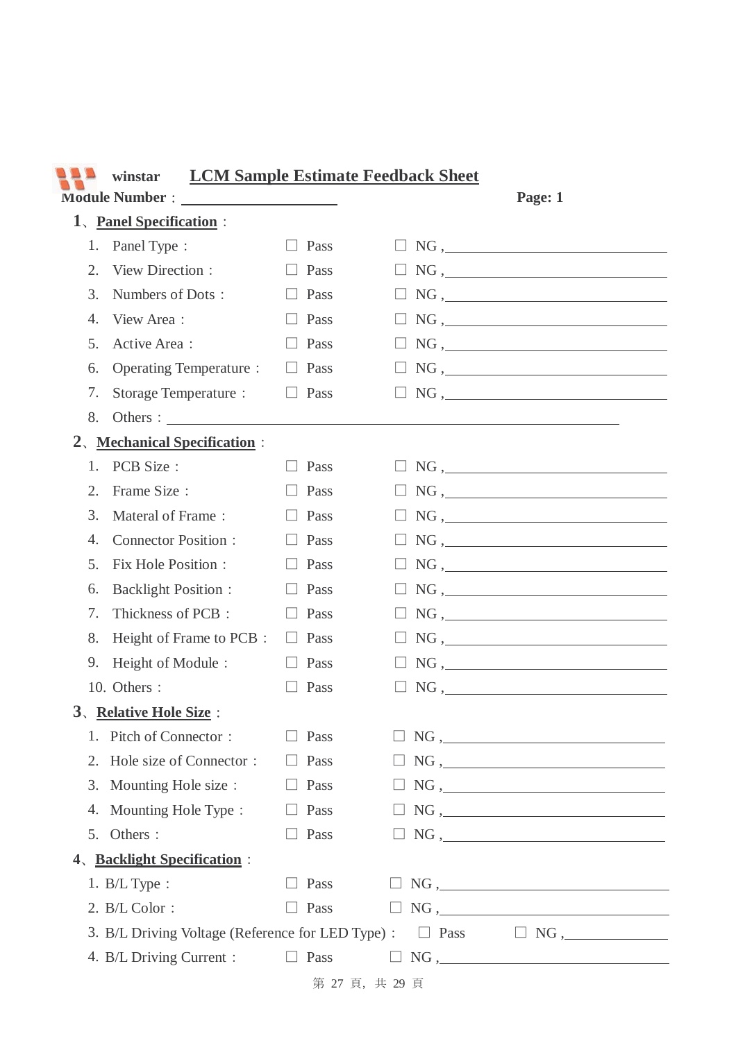winstar **LCM Sample Estimate Feedback Sheet**

**Module Number**：____________________ **Page: 1**

## 1、Panel Specification：

1. Panel Type： ☐ Pass ☐ NG ,______________________________
2. View Direction： ☐ Pass ☐ NG ,______________________________
3. Numbers of Dots： ☐ Pass ☐ NG ,______________________________
4. View Area： ☐ Pass ☐ NG ,______________________________
5. Active Area： ☐ Pass ☐ NG ,______________________________
6. Operating Temperature： ☐ Pass ☐ NG ,______________________________
7. Storage Temperature： ☐ Pass ☐ NG ,______________________________
8. Others：____________________________________________________________

## 2、Mechanical Specification：

1. PCB Size： ☐ Pass ☐ NG ,______________________________
2. Frame Size： ☐ Pass ☐ NG ,______________________________
3. Materal of Frame： ☐ Pass ☐ NG ,______________________________
4. Connector Position： ☐ Pass ☐ NG ,______________________________
5. Fix Hole Position： ☐ Pass ☐ NG ,______________________________
6. Backlight Position： ☐ Pass ☐ NG ,______________________________
7. Thickness of PCB： ☐ Pass ☐ NG ,______________________________
8. Height of Frame to PCB： ☐ Pass ☐ NG ,______________________________
9. Height of Module： ☐ Pass ☐ NG ,______________________________
10. Others： ☐ Pass ☐ NG ,______________________________

## 3、Relative Hole Size：

1. Pitch of Connector： ☐ Pass ☐ NG ,______________________________
2. Hole size of Connector： ☐ Pass ☐ NG ,______________________________
3. Mounting Hole size： ☐ Pass ☐ NG ,______________________________
4. Mounting Hole Type： ☐ Pass ☐ NG ,______________________________
5. Others： ☐ Pass ☐ NG ,______________________________

## 4、Backlight Specification：

1. B/L Type： ☐ Pass ☐ NG ,______________________________
2. B/L Color： ☐ Pass ☐ NG ,______________________________
3. B/L Driving Voltage (Reference for LED Type)： ☐ Pass ☐ NG ,______________
4. B/L Driving Current： ☐ Pass ☐ NG ,______________________________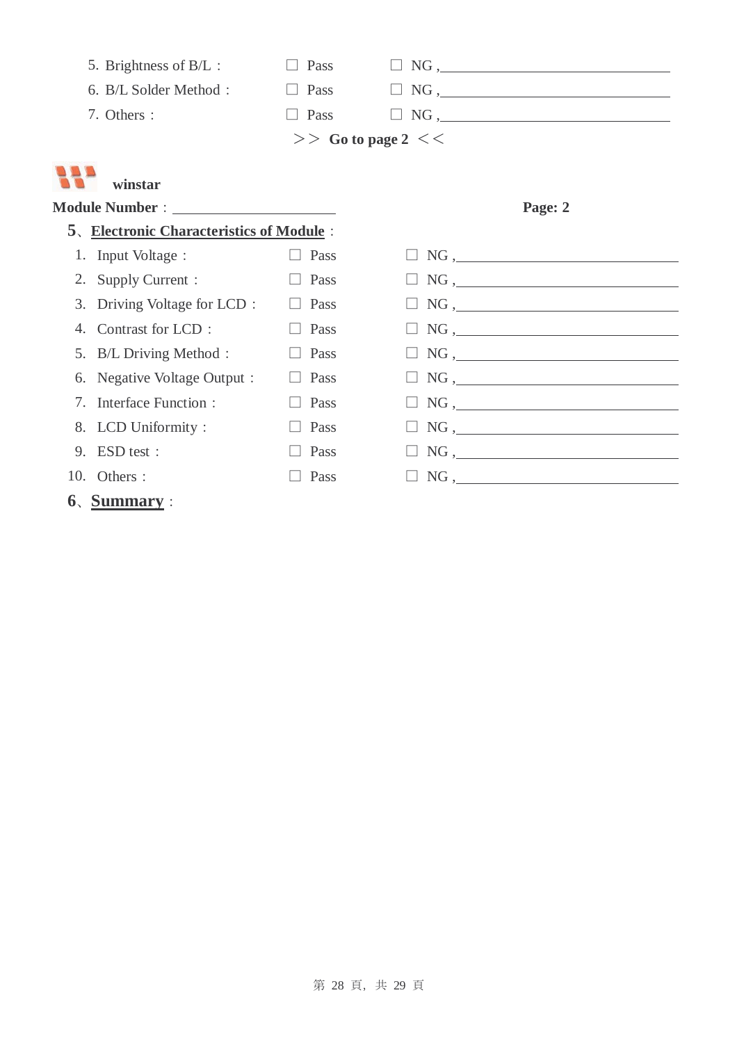5. Brightness of B/L： ☐ Pass ☐ NG ,________________________________

6. B/L Solder Method： ☐ Pass ☐ NG ,________________________________

7. Others： ☐ Pass ☐ NG ,________________________________

＞＞ **Go to page 2** ＜＜

**winstar**

**Module Number**：______________________ **Page: 2**

**5**、**Electronic Characteristics of Module**：

1. Input Voltage： ☐ Pass ☐ NG ,________________________________
2. Supply Current： ☐ Pass ☐ NG ,________________________________
3. Driving Voltage for LCD： ☐ Pass ☐ NG ,________________________________
4. Contrast for LCD： ☐ Pass ☐ NG ,________________________________
5. B/L Driving Method： ☐ Pass ☐ NG ,________________________________
6. Negative Voltage Output： ☐ Pass ☐ NG ,________________________________
7. Interface Function： ☐ Pass ☐ NG ,________________________________
8. LCD Uniformity： ☐ Pass ☐ NG ,________________________________
9. ESD test： ☐ Pass ☐ NG ,________________________________
10. Others： ☐ Pass ☐ NG ,________________________________

**6**、**Summary**：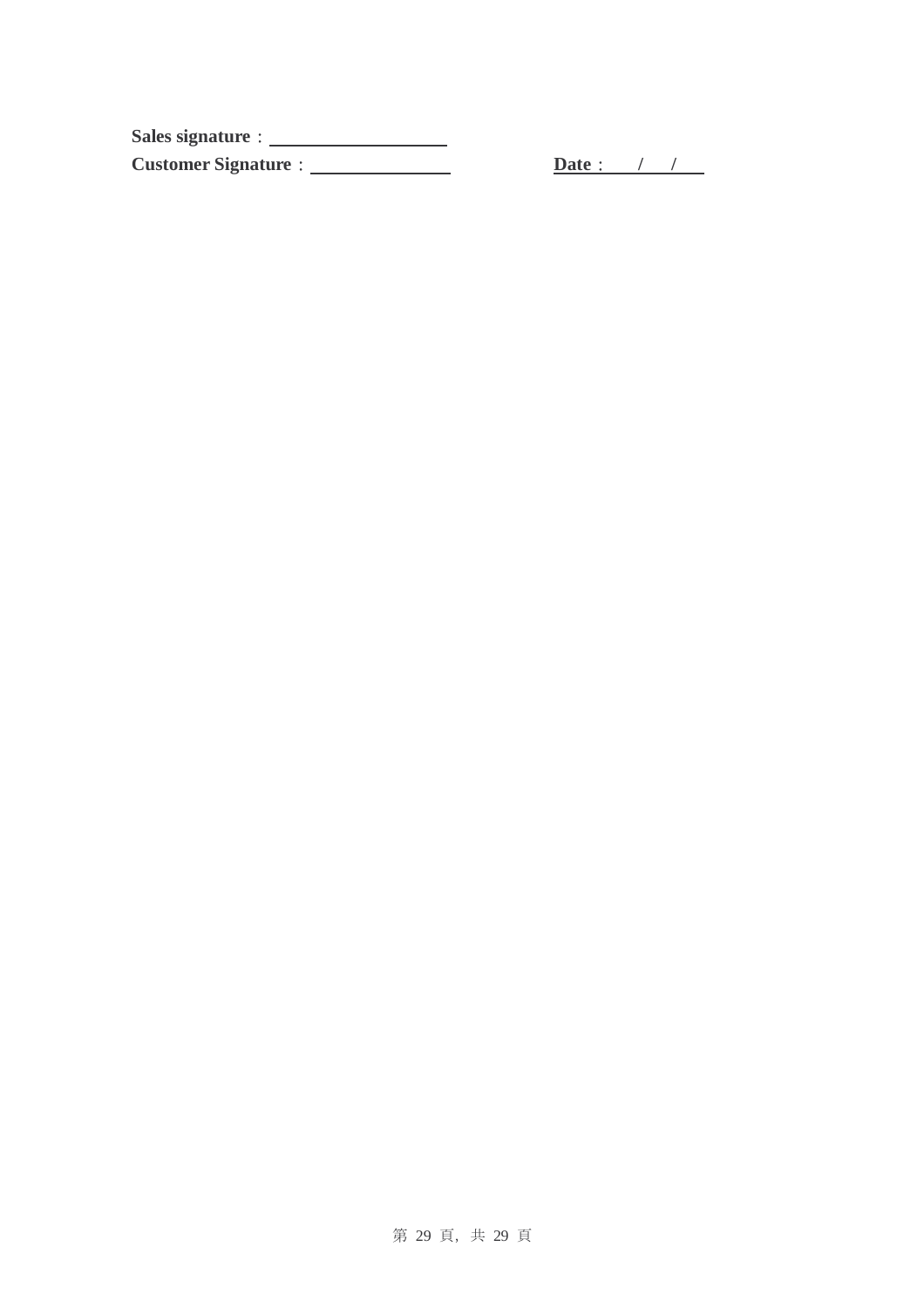**Sales signature**：\_\_\_\_\_\_\_\_\_\_\_\_\_\_\_\_\_\_\_\_

**Customer Signature**：\_\_\_\_\_\_\_\_\_\_\_\_\_\_\_\_　　　　　　**Date**：　 /　 /